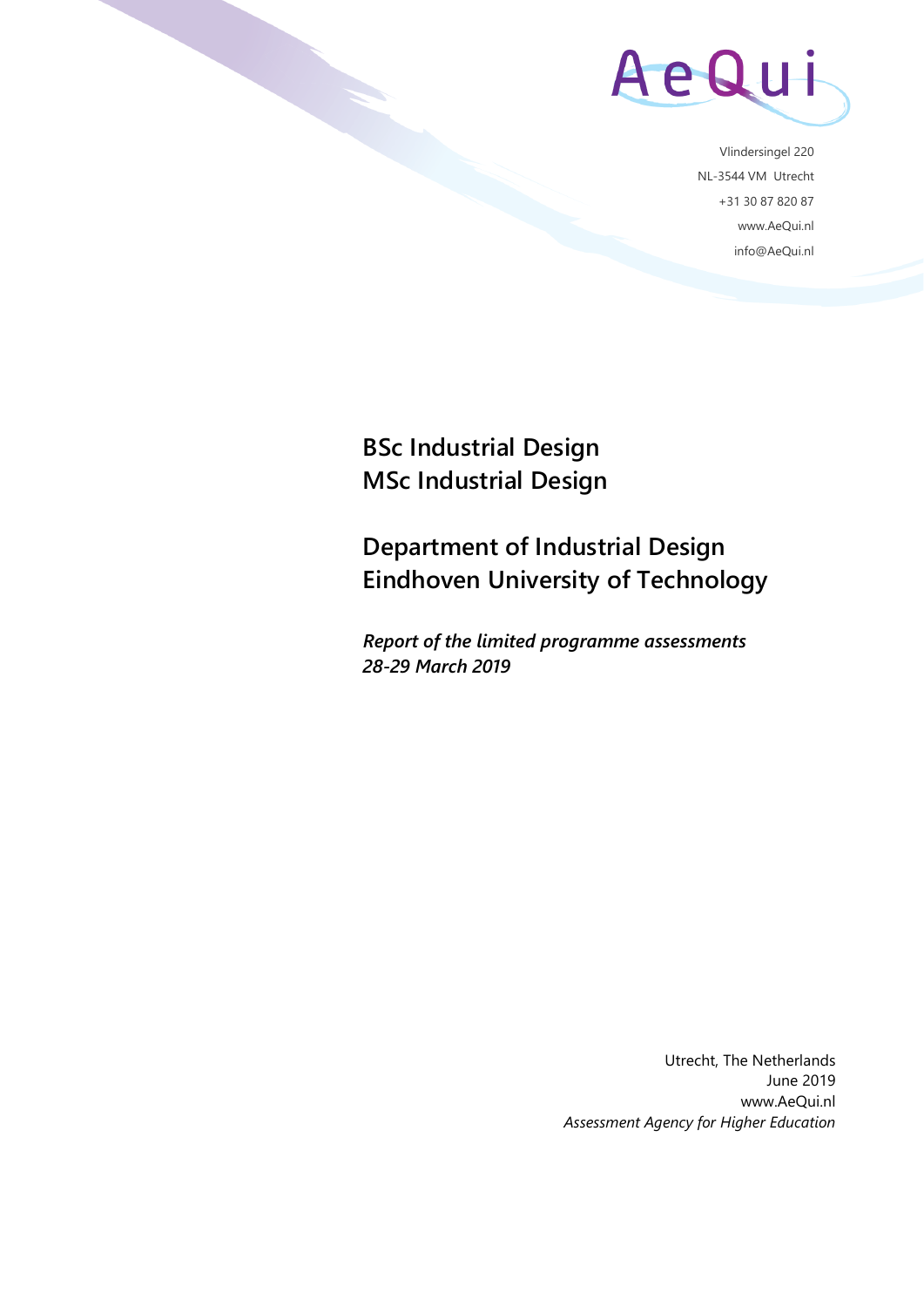AeQui

Vlindersingel 220
NL-3544 VM Utrecht
+31 30 87 820 87
www.AeQui.nl
info@AeQui.nl

# BSc Industrial Design
# MSc Industrial Design

## Department of Industrial Design
## Eindhoven University of Technology

***Report of the limited programme assessments***
***28-29 March 2019***

Utrecht, The Netherlands
June 2019
www.AeQui.nl
*Assessment Agency for Higher Education*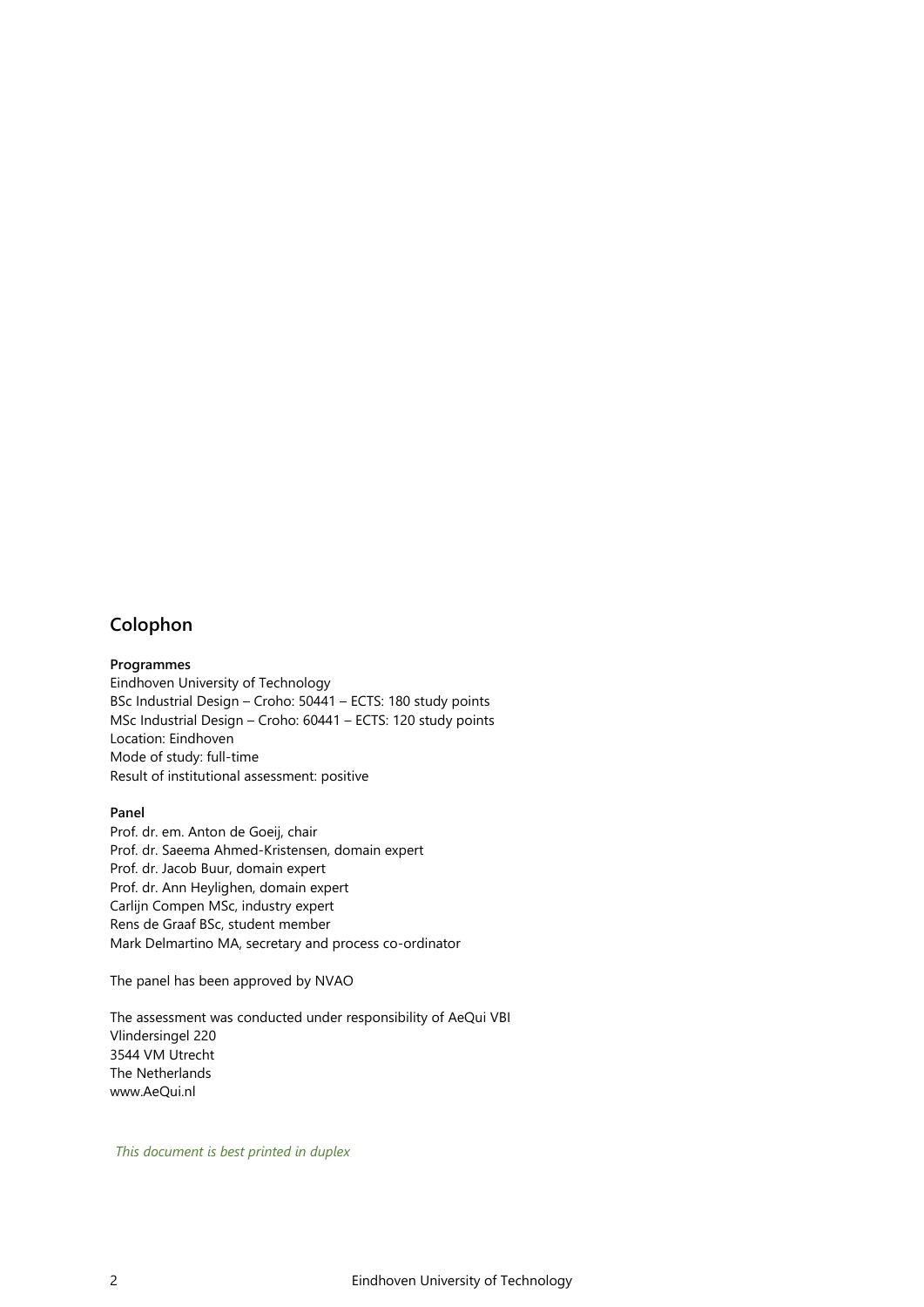## Colophon

**Programmes**
Eindhoven University of Technology
BSc Industrial Design – Croho: 50441 – ECTS: 180 study points
MSc Industrial Design – Croho: 60441 – ECTS: 120 study points
Location: Eindhoven
Mode of study: full-time
Result of institutional assessment: positive

**Panel**
Prof. dr. em. Anton de Goeij, chair
Prof. dr. Saeema Ahmed-Kristensen, domain expert
Prof. dr. Jacob Buur, domain expert
Prof. dr. Ann Heylighen, domain expert
Carlijn Compen MSc, industry expert
Rens de Graaf BSc, student member
Mark Delmartino MA, secretary and process co-ordinator

The panel has been approved by NVAO

The assessment was conducted under responsibility of AeQui VBI
Vlindersingel 220
3544 VM Utrecht
The Netherlands
www.AeQui.nl

*This document is best printed in duplex*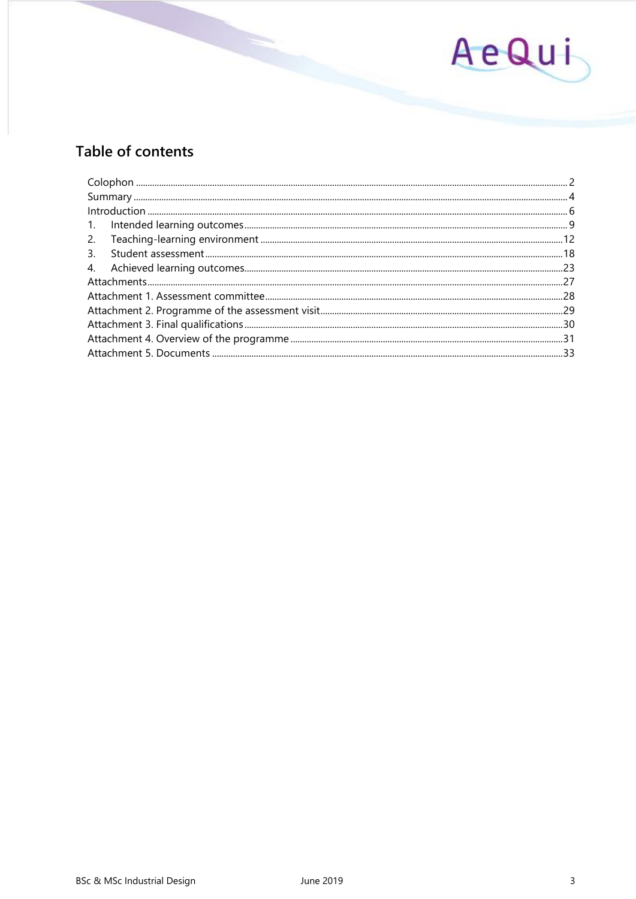## Table of contents

Colophon ... 2
Summary ... 4
Introduction ... 6
1. Intended learning outcomes ... 9
2. Teaching-learning environment ... 12
3. Student assessment ... 18
4. Achieved learning outcomes ... 23
Attachments ... 27
Attachment 1. Assessment committee ... 28
Attachment 2. Programme of the assessment visit ... 29
Attachment 3. Final qualifications ... 30
Attachment 4. Overview of the programme ... 31
Attachment 5. Documents ... 33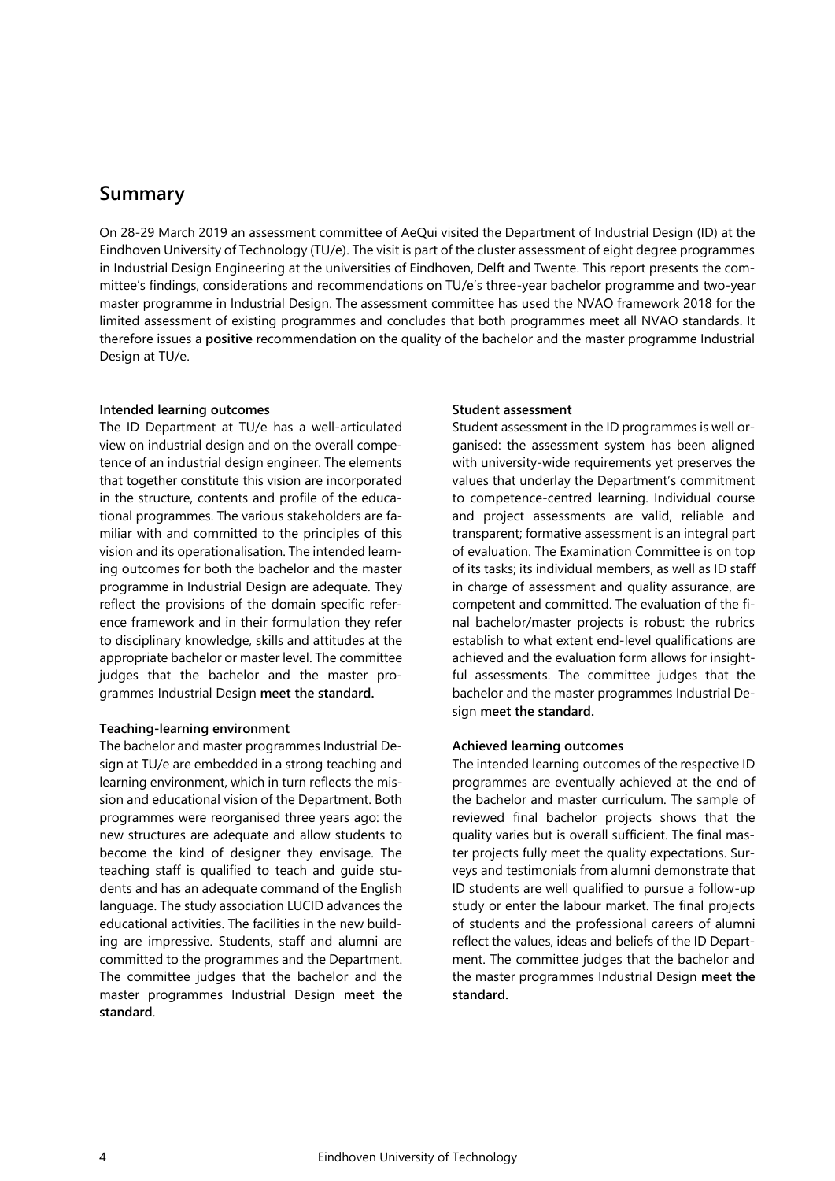## Summary

On 28-29 March 2019 an assessment committee of AeQui visited the Department of Industrial Design (ID) at the Eindhoven University of Technology (TU/e). The visit is part of the cluster assessment of eight degree programmes in Industrial Design Engineering at the universities of Eindhoven, Delft and Twente. This report presents the committee's findings, considerations and recommendations on TU/e's three-year bachelor programme and two-year master programme in Industrial Design. The assessment committee has used the NVAO framework 2018 for the limited assessment of existing programmes and concludes that both programmes meet all NVAO standards. It therefore issues a **positive** recommendation on the quality of the bachelor and the master programme Industrial Design at TU/e.

**Intended learning outcomes**

The ID Department at TU/e has a well-articulated view on industrial design and on the overall competence of an industrial design engineer. The elements that together constitute this vision are incorporated in the structure, contents and profile of the educational programmes. The various stakeholders are familiar with and committed to the principles of this vision and its operationalisation. The intended learning outcomes for both the bachelor and the master programme in Industrial Design are adequate. They reflect the provisions of the domain specific reference framework and in their formulation they refer to disciplinary knowledge, skills and attitudes at the appropriate bachelor or master level. The committee judges that the bachelor and the master programmes Industrial Design **meet the standard.**

**Teaching-learning environment**

The bachelor and master programmes Industrial Design at TU/e are embedded in a strong teaching and learning environment, which in turn reflects the mission and educational vision of the Department. Both programmes were reorganised three years ago: the new structures are adequate and allow students to become the kind of designer they envisage. The teaching staff is qualified to teach and guide students and has an adequate command of the English language. The study association LUCID advances the educational activities. The facilities in the new building are impressive. Students, staff and alumni are committed to the programmes and the Department. The committee judges that the bachelor and the master programmes Industrial Design **meet the standard**.

**Student assessment**

Student assessment in the ID programmes is well organised: the assessment system has been aligned with university-wide requirements yet preserves the values that underlay the Department's commitment to competence-centred learning. Individual course and project assessments are valid, reliable and transparent; formative assessment is an integral part of evaluation. The Examination Committee is on top of its tasks; its individual members, as well as ID staff in charge of assessment and quality assurance, are competent and committed. The evaluation of the final bachelor/master projects is robust: the rubrics establish to what extent end-level qualifications are achieved and the evaluation form allows for insightful assessments. The committee judges that the bachelor and the master programmes Industrial Design **meet the standard.**

**Achieved learning outcomes**

The intended learning outcomes of the respective ID programmes are eventually achieved at the end of the bachelor and master curriculum. The sample of reviewed final bachelor projects shows that the quality varies but is overall sufficient. The final master projects fully meet the quality expectations. Surveys and testimonials from alumni demonstrate that ID students are well qualified to pursue a follow-up study or enter the labour market. The final projects of students and the professional careers of alumni reflect the values, ideas and beliefs of the ID Department. The committee judges that the bachelor and the master programmes Industrial Design **meet the standard.**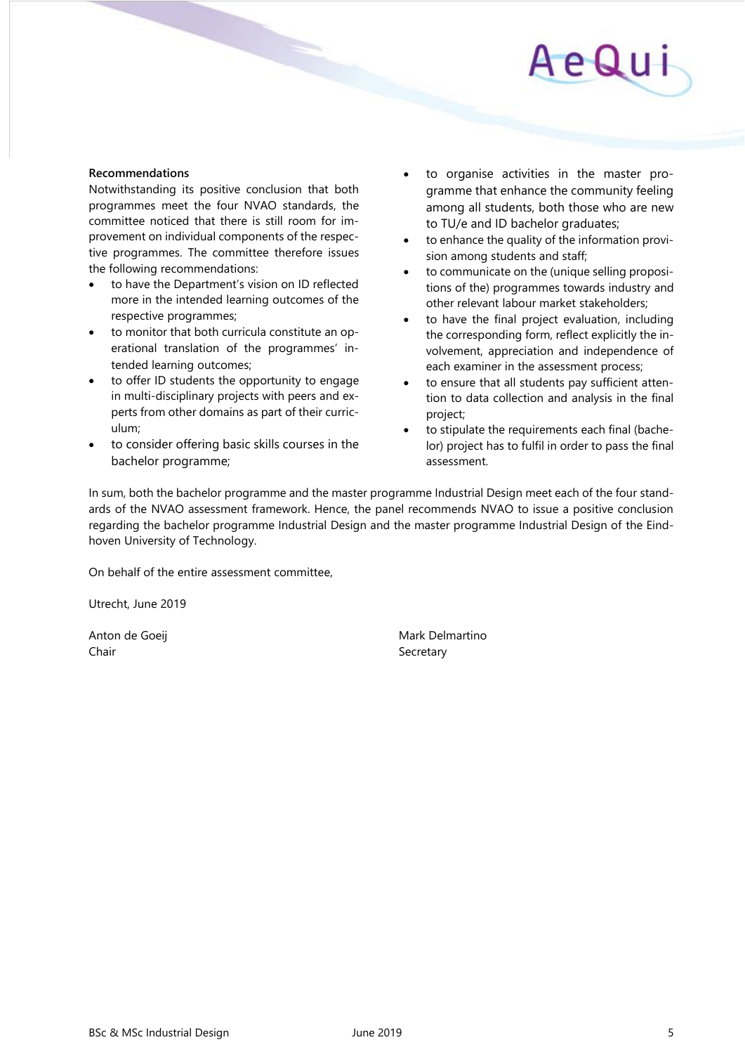**Recommendations**

Notwithstanding its positive conclusion that both programmes meet the four NVAO standards, the committee noticed that there is still room for improvement on individual components of the respective programmes. The committee therefore issues the following recommendations:

- to have the Department's vision on ID reflected more in the intended learning outcomes of the respective programmes;
- to monitor that both curricula constitute an operational translation of the programmes' intended learning outcomes;
- to offer ID students the opportunity to engage in multi-disciplinary projects with peers and experts from other domains as part of their curriculum;
- to consider offering basic skills courses in the bachelor programme;
- to organise activities in the master programme that enhance the community feeling among all students, both those who are new to TU/e and ID bachelor graduates;
- to enhance the quality of the information provision among students and staff;
- to communicate on the (unique selling propositions of the) programmes towards industry and other relevant labour market stakeholders;
- to have the final project evaluation, including the corresponding form, reflect explicitly the involvement, appreciation and independence of each examiner in the assessment process;
- to ensure that all students pay sufficient attention to data collection and analysis in the final project;
- to stipulate the requirements each final (bachelor) project has to fulfil in order to pass the final assessment.

In sum, both the bachelor programme and the master programme Industrial Design meet each of the four standards of the NVAO assessment framework. Hence, the panel recommends NVAO to issue a positive conclusion regarding the bachelor programme Industrial Design and the master programme Industrial Design of the Eindhoven University of Technology.

On behalf of the entire assessment committee,

Utrecht, June 2019

Anton de Goeij
Chair

Mark Delmartino
Secretary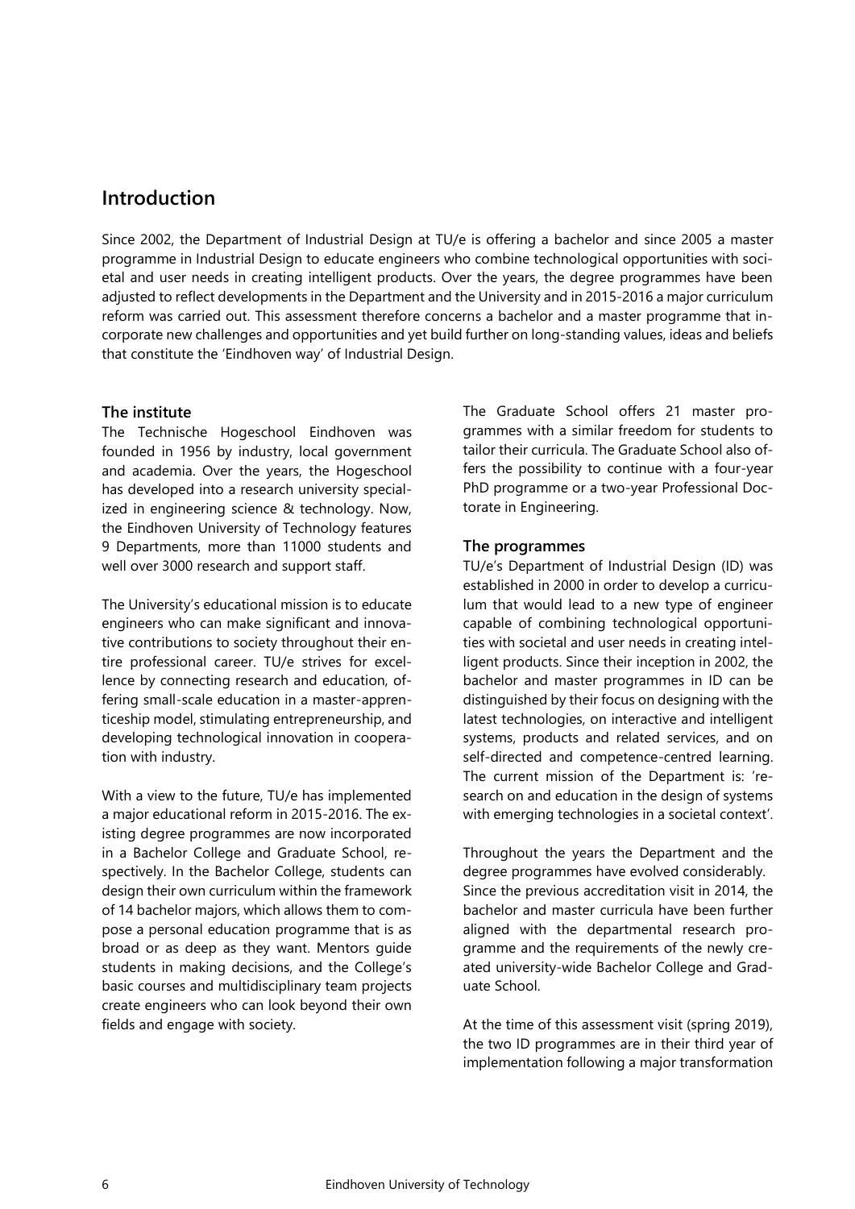## Introduction

Since 2002, the Department of Industrial Design at TU/e is offering a bachelor and since 2005 a master programme in Industrial Design to educate engineers who combine technological opportunities with societal and user needs in creating intelligent products. Over the years, the degree programmes have been adjusted to reflect developments in the Department and the University and in 2015-2016 a major curriculum reform was carried out. This assessment therefore concerns a bachelor and a master programme that incorporate new challenges and opportunities and yet build further on long-standing values, ideas and beliefs that constitute the 'Eindhoven way' of Industrial Design.

### The institute

The Technische Hogeschool Eindhoven was founded in 1956 by industry, local government and academia. Over the years, the Hogeschool has developed into a research university specialized in engineering science & technology. Now, the Eindhoven University of Technology features 9 Departments, more than 11000 students and well over 3000 research and support staff.

The University's educational mission is to educate engineers who can make significant and innovative contributions to society throughout their entire professional career. TU/e strives for excellence by connecting research and education, offering small-scale education in a master-apprenticeship model, stimulating entrepreneurship, and developing technological innovation in cooperation with industry.

With a view to the future, TU/e has implemented a major educational reform in 2015-2016. The existing degree programmes are now incorporated in a Bachelor College and Graduate School, respectively. In the Bachelor College, students can design their own curriculum within the framework of 14 bachelor majors, which allows them to compose a personal education programme that is as broad or as deep as they want. Mentors guide students in making decisions, and the College's basic courses and multidisciplinary team projects create engineers who can look beyond their own fields and engage with society.

The Graduate School offers 21 master programmes with a similar freedom for students to tailor their curricula. The Graduate School also offers the possibility to continue with a four-year PhD programme or a two-year Professional Doctorate in Engineering.

### The programmes

TU/e's Department of Industrial Design (ID) was established in 2000 in order to develop a curriculum that would lead to a new type of engineer capable of combining technological opportunities with societal and user needs in creating intelligent products. Since their inception in 2002, the bachelor and master programmes in ID can be distinguished by their focus on designing with the latest technologies, on interactive and intelligent systems, products and related services, and on self-directed and competence-centred learning. The current mission of the Department is: 'research on and education in the design of systems with emerging technologies in a societal context'.

Throughout the years the Department and the degree programmes have evolved considerably. Since the previous accreditation visit in 2014, the bachelor and master curricula have been further aligned with the departmental research programme and the requirements of the newly created university-wide Bachelor College and Graduate School.

At the time of this assessment visit (spring 2019), the two ID programmes are in their third year of implementation following a major transformation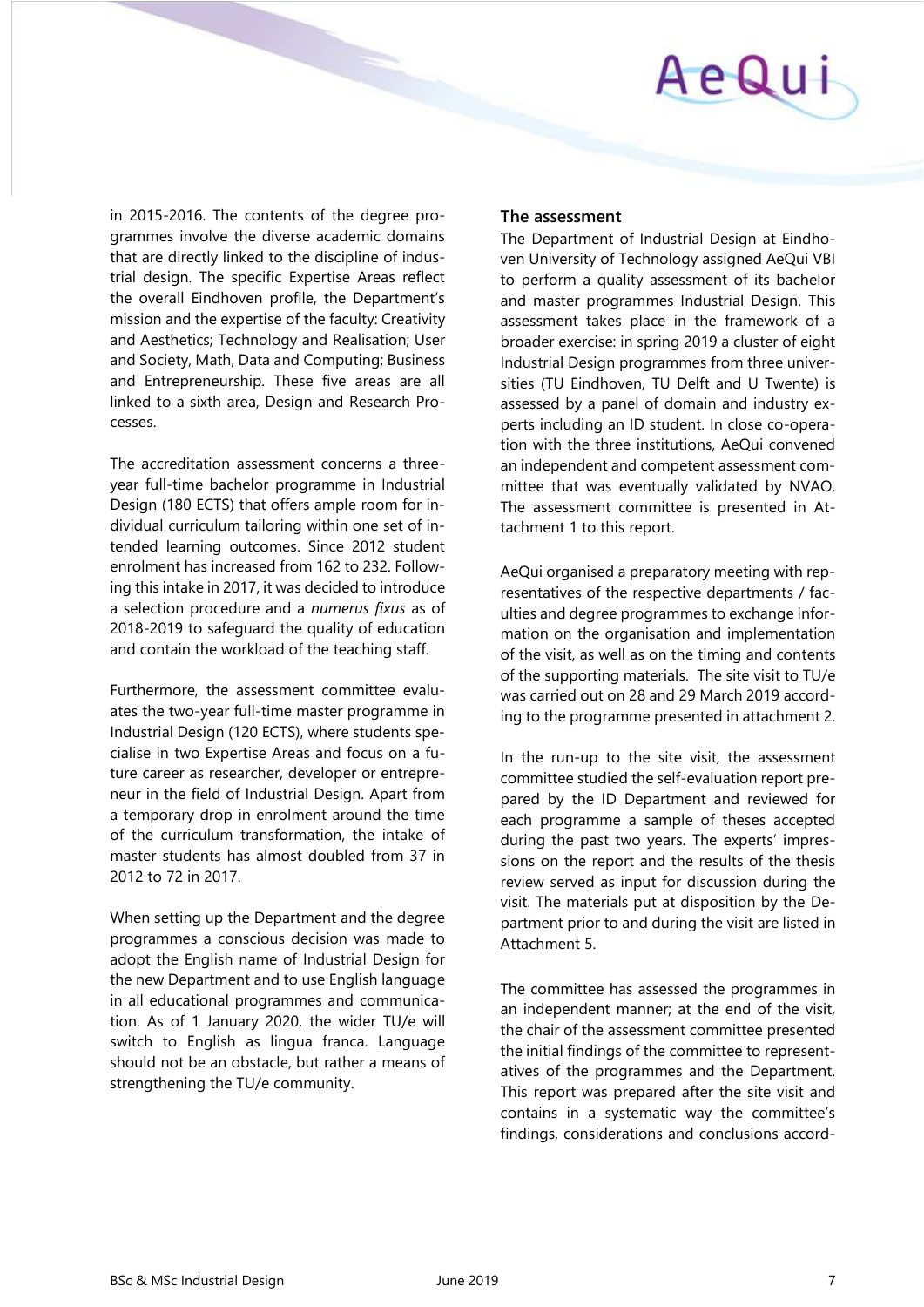in 2015-2016. The contents of the degree programmes involve the diverse academic domains that are directly linked to the discipline of industrial design. The specific Expertise Areas reflect the overall Eindhoven profile, the Department's mission and the expertise of the faculty: Creativity and Aesthetics; Technology and Realisation; User and Society, Math, Data and Computing; Business and Entrepreneurship. These five areas are all linked to a sixth area, Design and Research Processes.

The accreditation assessment concerns a three-year full-time bachelor programme in Industrial Design (180 ECTS) that offers ample room for individual curriculum tailoring within one set of intended learning outcomes. Since 2012 student enrolment has increased from 162 to 232. Following this intake in 2017, it was decided to introduce a selection procedure and a *numerus fixus* as of 2018-2019 to safeguard the quality of education and contain the workload of the teaching staff.

Furthermore, the assessment committee evaluates the two-year full-time master programme in Industrial Design (120 ECTS), where students specialise in two Expertise Areas and focus on a future career as researcher, developer or entrepreneur in the field of Industrial Design. Apart from a temporary drop in enrolment around the time of the curriculum transformation, the intake of master students has almost doubled from 37 in 2012 to 72 in 2017.

When setting up the Department and the degree programmes a conscious decision was made to adopt the English name of Industrial Design for the new Department and to use English language in all educational programmes and communication. As of 1 January 2020, the wider TU/e will switch to English as lingua franca. Language should not be an obstacle, but rather a means of strengthening the TU/e community.

**The assessment**

The Department of Industrial Design at Eindhoven University of Technology assigned AeQui VBI to perform a quality assessment of its bachelor and master programmes Industrial Design. This assessment takes place in the framework of a broader exercise: in spring 2019 a cluster of eight Industrial Design programmes from three universities (TU Eindhoven, TU Delft and U Twente) is assessed by a panel of domain and industry experts including an ID student. In close co-operation with the three institutions, AeQui convened an independent and competent assessment committee that was eventually validated by NVAO. The assessment committee is presented in Attachment 1 to this report.

AeQui organised a preparatory meeting with representatives of the respective departments / faculties and degree programmes to exchange information on the organisation and implementation of the visit, as well as on the timing and contents of the supporting materials. The site visit to TU/e was carried out on 28 and 29 March 2019 according to the programme presented in attachment 2.

In the run-up to the site visit, the assessment committee studied the self-evaluation report prepared by the ID Department and reviewed for each programme a sample of theses accepted during the past two years. The experts' impressions on the report and the results of the thesis review served as input for discussion during the visit. The materials put at disposition by the Department prior to and during the visit are listed in Attachment 5.

The committee has assessed the programmes in an independent manner; at the end of the visit, the chair of the assessment committee presented the initial findings of the committee to representatives of the programmes and the Department. This report was prepared after the site visit and contains in a systematic way the committee's findings, considerations and conclusions accord-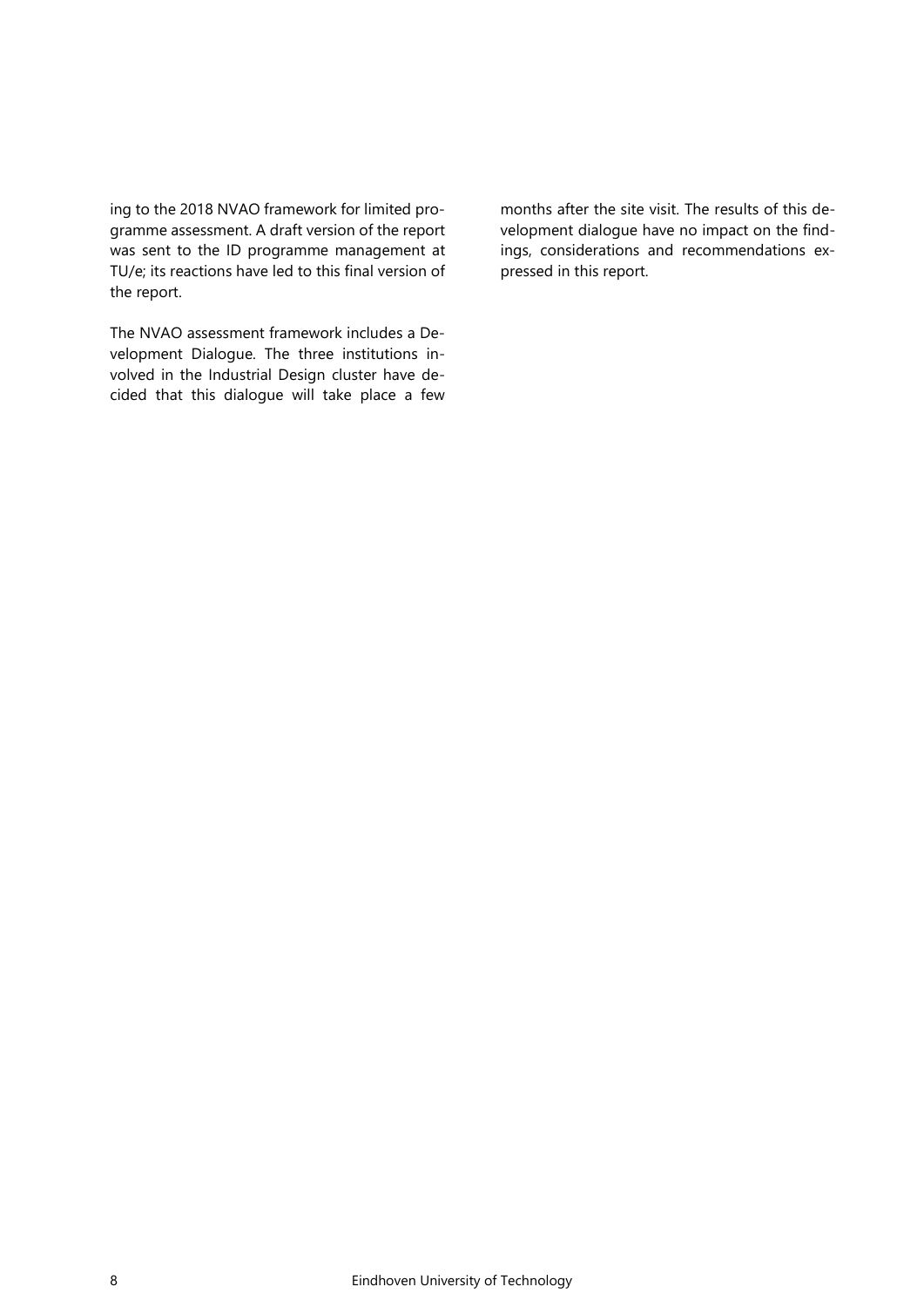ing to the 2018 NVAO framework for limited programme assessment. A draft version of the report was sent to the ID programme management at TU/e; its reactions have led to this final version of the report.

The NVAO assessment framework includes a Development Dialogue. The three institutions involved in the Industrial Design cluster have decided that this dialogue will take place a few months after the site visit. The results of this development dialogue have no impact on the findings, considerations and recommendations expressed in this report.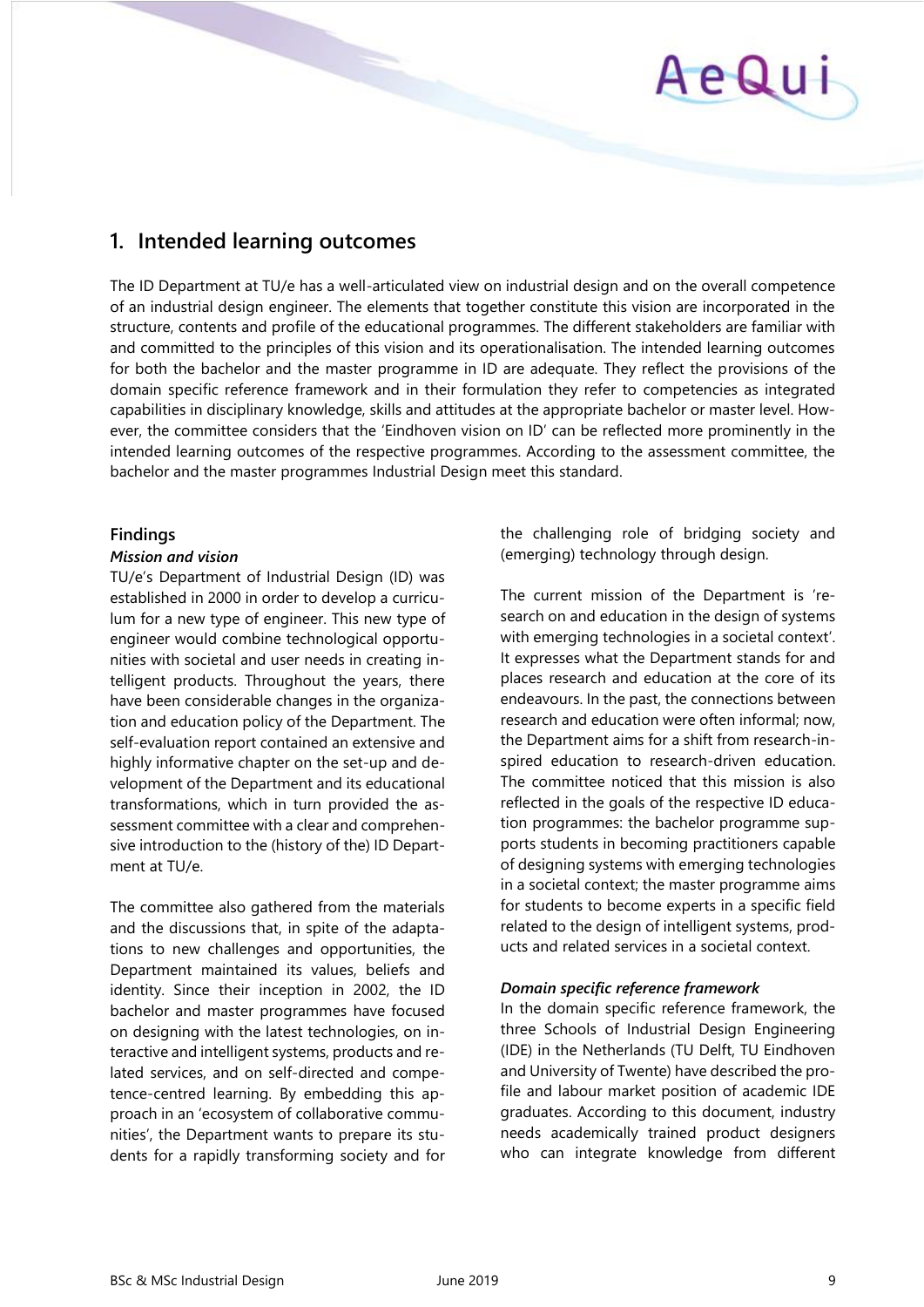## 1. Intended learning outcomes

The ID Department at TU/e has a well-articulated view on industrial design and on the overall competence of an industrial design engineer. The elements that together constitute this vision are incorporated in the structure, contents and profile of the educational programmes. The different stakeholders are familiar with and committed to the principles of this vision and its operationalisation. The intended learning outcomes for both the bachelor and the master programme in ID are adequate. They reflect the provisions of the domain specific reference framework and in their formulation they refer to competencies as integrated capabilities in disciplinary knowledge, skills and attitudes at the appropriate bachelor or master level. However, the committee considers that the 'Eindhoven vision on ID' can be reflected more prominently in the intended learning outcomes of the respective programmes. According to the assessment committee, the bachelor and the master programmes Industrial Design meet this standard.

### Findings

#### *Mission and vision*

TU/e's Department of Industrial Design (ID) was established in 2000 in order to develop a curriculum for a new type of engineer. This new type of engineer would combine technological opportunities with societal and user needs in creating intelligent products. Throughout the years, there have been considerable changes in the organization and education policy of the Department. The self-evaluation report contained an extensive and highly informative chapter on the set-up and development of the Department and its educational transformations, which in turn provided the assessment committee with a clear and comprehensive introduction to the (history of the) ID Department at TU/e.

The committee also gathered from the materials and the discussions that, in spite of the adaptations to new challenges and opportunities, the Department maintained its values, beliefs and identity. Since their inception in 2002, the ID bachelor and master programmes have focused on designing with the latest technologies, on interactive and intelligent systems, products and related services, and on self-directed and competence-centred learning. By embedding this approach in an 'ecosystem of collaborative communities', the Department wants to prepare its students for a rapidly transforming society and for the challenging role of bridging society and (emerging) technology through design.

The current mission of the Department is 'research on and education in the design of systems with emerging technologies in a societal context'. It expresses what the Department stands for and places research and education at the core of its endeavours. In the past, the connections between research and education were often informal; now, the Department aims for a shift from research-inspired education to research-driven education. The committee noticed that this mission is also reflected in the goals of the respective ID education programmes: the bachelor programme supports students in becoming practitioners capable of designing systems with emerging technologies in a societal context; the master programme aims for students to become experts in a specific field related to the design of intelligent systems, products and related services in a societal context.

#### *Domain specific reference framework*

In the domain specific reference framework, the three Schools of Industrial Design Engineering (IDE) in the Netherlands (TU Delft, TU Eindhoven and University of Twente) have described the profile and labour market position of academic IDE graduates. According to this document, industry needs academically trained product designers who can integrate knowledge from different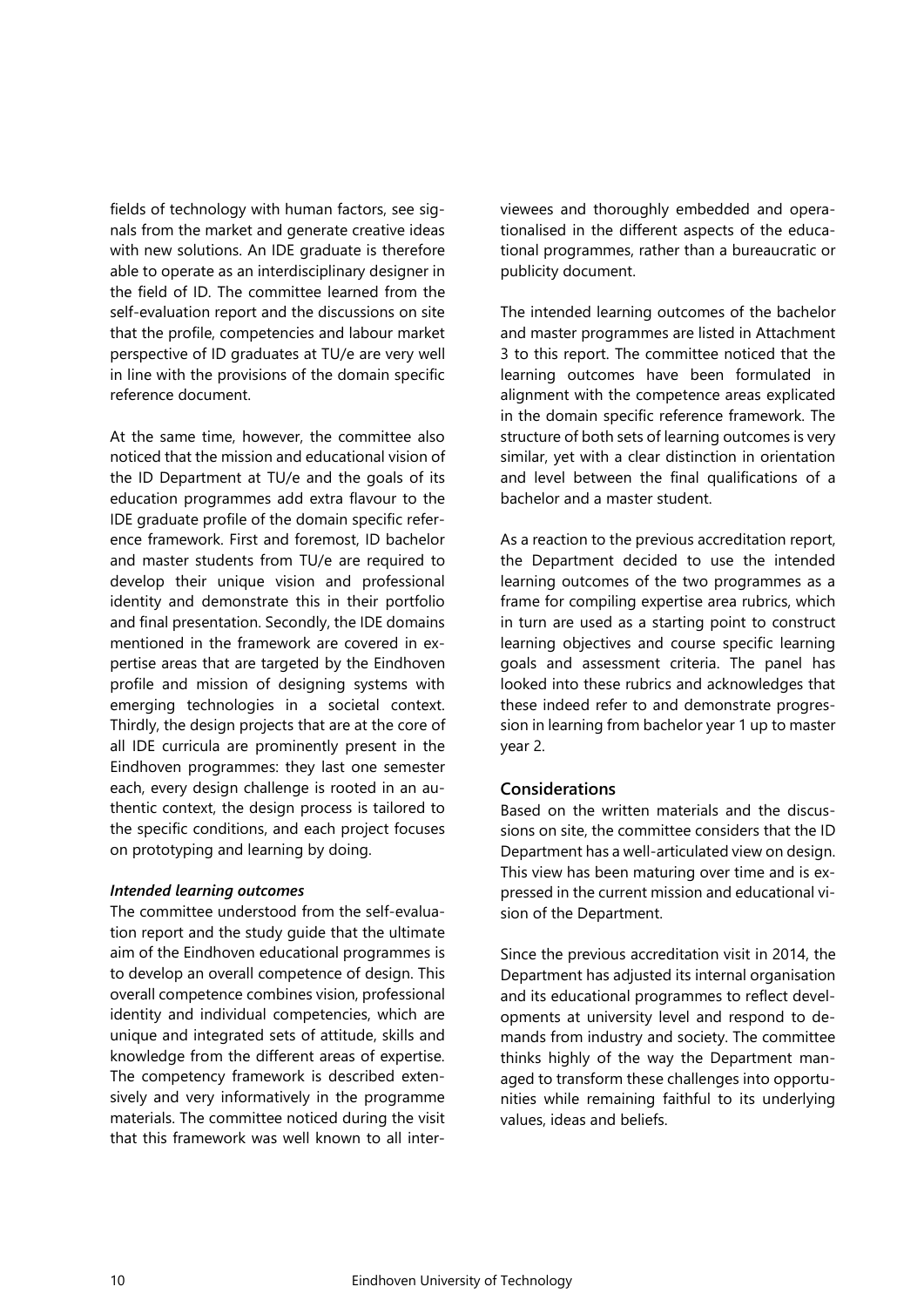fields of technology with human factors, see signals from the market and generate creative ideas with new solutions. An IDE graduate is therefore able to operate as an interdisciplinary designer in the field of ID. The committee learned from the self-evaluation report and the discussions on site that the profile, competencies and labour market perspective of ID graduates at TU/e are very well in line with the provisions of the domain specific reference document.

At the same time, however, the committee also noticed that the mission and educational vision of the ID Department at TU/e and the goals of its education programmes add extra flavour to the IDE graduate profile of the domain specific reference framework. First and foremost, ID bachelor and master students from TU/e are required to develop their unique vision and professional identity and demonstrate this in their portfolio and final presentation. Secondly, the IDE domains mentioned in the framework are covered in expertise areas that are targeted by the Eindhoven profile and mission of designing systems with emerging technologies in a societal context. Thirdly, the design projects that are at the core of all IDE curricula are prominently present in the Eindhoven programmes: they last one semester each, every design challenge is rooted in an authentic context, the design process is tailored to the specific conditions, and each project focuses on prototyping and learning by doing.

***Intended learning outcomes***

The committee understood from the self-evaluation report and the study guide that the ultimate aim of the Eindhoven educational programmes is to develop an overall competence of design. This overall competence combines vision, professional identity and individual competencies, which are unique and integrated sets of attitude, skills and knowledge from the different areas of expertise. The competency framework is described extensively and very informatively in the programme materials. The committee noticed during the visit that this framework was well known to all interviewees and thoroughly embedded and operationalised in the different aspects of the educational programmes, rather than a bureaucratic or publicity document.

The intended learning outcomes of the bachelor and master programmes are listed in Attachment 3 to this report. The committee noticed that the learning outcomes have been formulated in alignment with the competence areas explicated in the domain specific reference framework. The structure of both sets of learning outcomes is very similar, yet with a clear distinction in orientation and level between the final qualifications of a bachelor and a master student.

As a reaction to the previous accreditation report, the Department decided to use the intended learning outcomes of the two programmes as a frame for compiling expertise area rubrics, which in turn are used as a starting point to construct learning objectives and course specific learning goals and assessment criteria. The panel has looked into these rubrics and acknowledges that these indeed refer to and demonstrate progression in learning from bachelor year 1 up to master year 2.

### Considerations

Based on the written materials and the discussions on site, the committee considers that the ID Department has a well-articulated view on design. This view has been maturing over time and is expressed in the current mission and educational vision of the Department.

Since the previous accreditation visit in 2014, the Department has adjusted its internal organisation and its educational programmes to reflect developments at university level and respond to demands from industry and society. The committee thinks highly of the way the Department managed to transform these challenges into opportunities while remaining faithful to its underlying values, ideas and beliefs.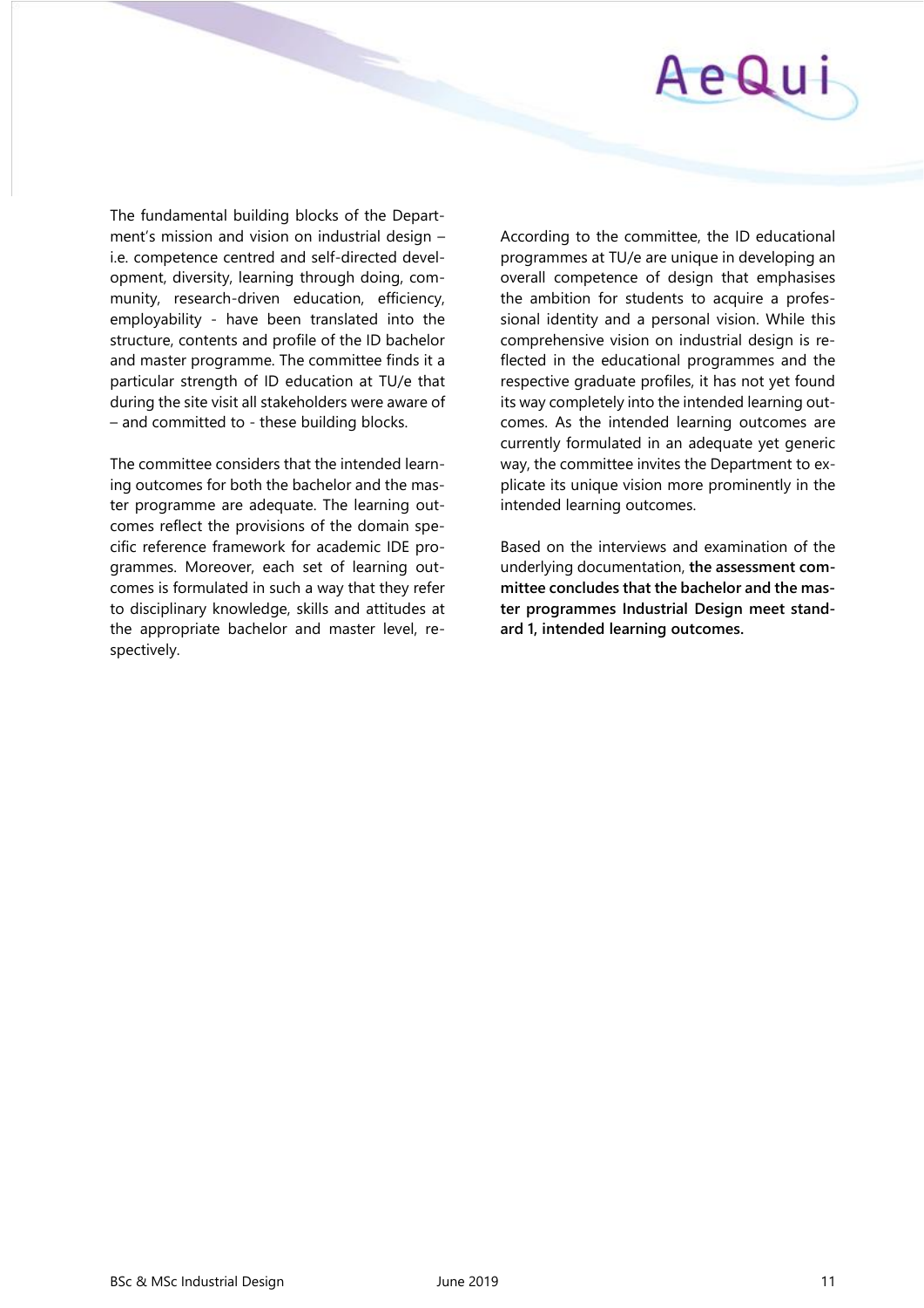The fundamental building blocks of the Department's mission and vision on industrial design – i.e. competence centred and self-directed development, diversity, learning through doing, community, research-driven education, efficiency, employability - have been translated into the structure, contents and profile of the ID bachelor and master programme. The committee finds it a particular strength of ID education at TU/e that during the site visit all stakeholders were aware of – and committed to - these building blocks.

The committee considers that the intended learning outcomes for both the bachelor and the master programme are adequate. The learning outcomes reflect the provisions of the domain specific reference framework for academic IDE programmes. Moreover, each set of learning outcomes is formulated in such a way that they refer to disciplinary knowledge, skills and attitudes at the appropriate bachelor and master level, respectively.

According to the committee, the ID educational programmes at TU/e are unique in developing an overall competence of design that emphasises the ambition for students to acquire a professional identity and a personal vision. While this comprehensive vision on industrial design is reflected in the educational programmes and the respective graduate profiles, it has not yet found its way completely into the intended learning outcomes. As the intended learning outcomes are currently formulated in an adequate yet generic way, the committee invites the Department to explicate its unique vision more prominently in the intended learning outcomes.

Based on the interviews and examination of the underlying documentation, **the assessment committee concludes that the bachelor and the master programmes Industrial Design meet standard 1, intended learning outcomes.**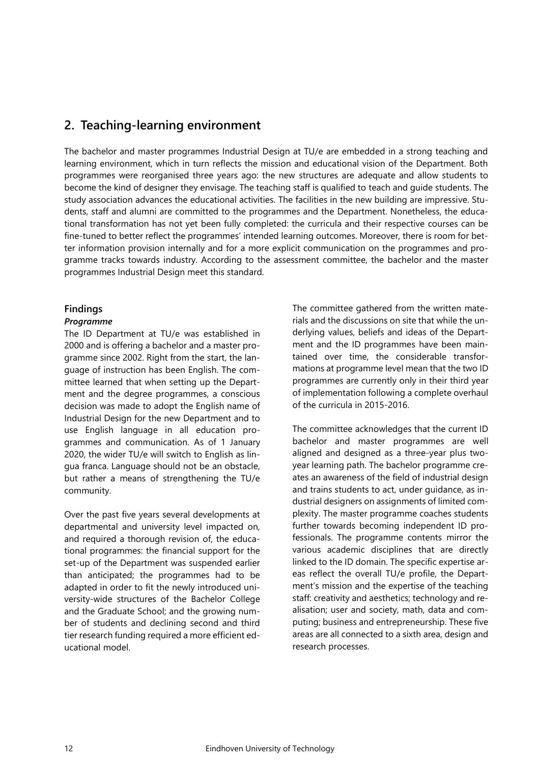## 2. Teaching-learning environment

The bachelor and master programmes Industrial Design at TU/e are embedded in a strong teaching and learning environment, which in turn reflects the mission and educational vision of the Department. Both programmes were reorganised three years ago: the new structures are adequate and allow students to become the kind of designer they envisage. The teaching staff is qualified to teach and guide students. The study association advances the educational activities. The facilities in the new building are impressive. Students, staff and alumni are committed to the programmes and the Department. Nonetheless, the educational transformation has not yet been fully completed: the curricula and their respective courses can be fine-tuned to better reflect the programmes' intended learning outcomes. Moreover, there is room for better information provision internally and for a more explicit communication on the programmes and programme tracks towards industry. According to the assessment committee, the bachelor and the master programmes Industrial Design meet this standard.

### Findings

#### *Programme*

The ID Department at TU/e was established in 2000 and is offering a bachelor and a master programme since 2002. Right from the start, the language of instruction has been English. The committee learned that when setting up the Department and the degree programmes, a conscious decision was made to adopt the English name of Industrial Design for the new Department and to use English language in all education programmes and communication. As of 1 January 2020, the wider TU/e will switch to English as lingua franca. Language should not be an obstacle, but rather a means of strengthening the TU/e community.

Over the past five years several developments at departmental and university level impacted on, and required a thorough revision of, the educational programmes: the financial support for the set-up of the Department was suspended earlier than anticipated; the programmes had to be adapted in order to fit the newly introduced university-wide structures of the Bachelor College and the Graduate School; and the growing number of students and declining second and third tier research funding required a more efficient educational model.

The committee gathered from the written materials and the discussions on site that while the underlying values, beliefs and ideas of the Department and the ID programmes have been maintained over time, the considerable transformations at programme level mean that the two ID programmes are currently only in their third year of implementation following a complete overhaul of the curricula in 2015-2016.

The committee acknowledges that the current ID bachelor and master programmes are well aligned and designed as a three-year plus two-year learning path. The bachelor programme creates an awareness of the field of industrial design and trains students to act, under guidance, as industrial designers on assignments of limited complexity. The master programme coaches students further towards becoming independent ID professionals. The programme contents mirror the various academic disciplines that are directly linked to the ID domain. The specific expertise areas reflect the overall TU/e profile, the Department's mission and the expertise of the teaching staff: creativity and aesthetics; technology and realisation; user and society, math, data and computing; business and entrepreneurship. These five areas are all connected to a sixth area, design and research processes.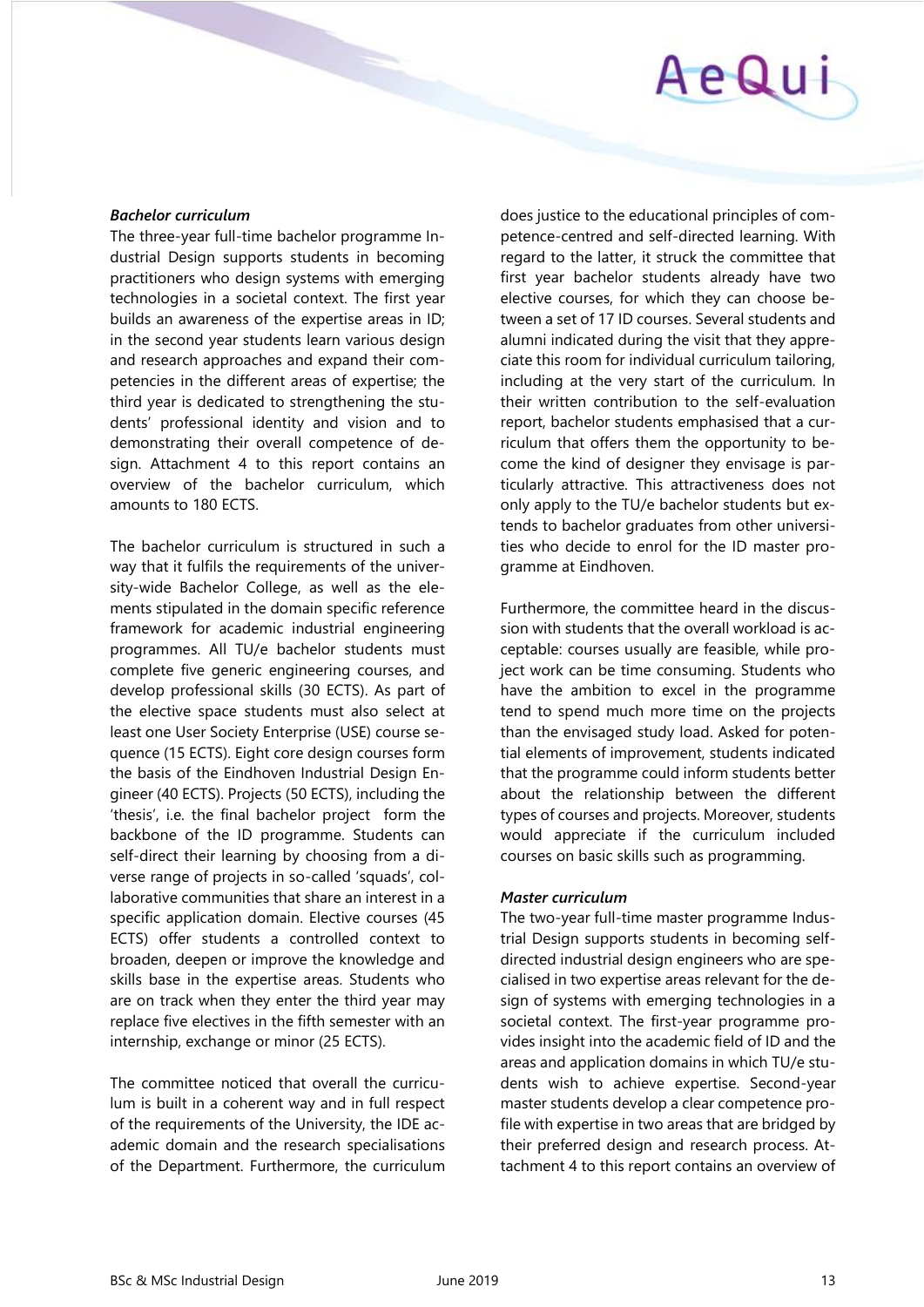***Bachelor curriculum***

The three-year full-time bachelor programme Industrial Design supports students in becoming practitioners who design systems with emerging technologies in a societal context. The first year builds an awareness of the expertise areas in ID; in the second year students learn various design and research approaches and expand their competencies in the different areas of expertise; the third year is dedicated to strengthening the students' professional identity and vision and to demonstrating their overall competence of design. Attachment 4 to this report contains an overview of the bachelor curriculum, which amounts to 180 ECTS.

The bachelor curriculum is structured in such a way that it fulfils the requirements of the university-wide Bachelor College, as well as the elements stipulated in the domain specific reference framework for academic industrial engineering programmes. All TU/e bachelor students must complete five generic engineering courses, and develop professional skills (30 ECTS). As part of the elective space students must also select at least one User Society Enterprise (USE) course sequence (15 ECTS). Eight core design courses form the basis of the Eindhoven Industrial Design Engineer (40 ECTS). Projects (50 ECTS), including the 'thesis', i.e. the final bachelor project form the backbone of the ID programme. Students can self-direct their learning by choosing from a diverse range of projects in so-called 'squads', collaborative communities that share an interest in a specific application domain. Elective courses (45 ECTS) offer students a controlled context to broaden, deepen or improve the knowledge and skills base in the expertise areas. Students who are on track when they enter the third year may replace five electives in the fifth semester with an internship, exchange or minor (25 ECTS).

The committee noticed that overall the curriculum is built in a coherent way and in full respect of the requirements of the University, the IDE academic domain and the research specialisations of the Department. Furthermore, the curriculum does justice to the educational principles of competence-centred and self-directed learning. With regard to the latter, it struck the committee that first year bachelor students already have two elective courses, for which they can choose between a set of 17 ID courses. Several students and alumni indicated during the visit that they appreciate this room for individual curriculum tailoring, including at the very start of the curriculum. In their written contribution to the self-evaluation report, bachelor students emphasised that a curriculum that offers them the opportunity to become the kind of designer they envisage is particularly attractive. This attractiveness does not only apply to the TU/e bachelor students but extends to bachelor graduates from other universities who decide to enrol for the ID master programme at Eindhoven.

Furthermore, the committee heard in the discussion with students that the overall workload is acceptable: courses usually are feasible, while project work can be time consuming. Students who have the ambition to excel in the programme tend to spend much more time on the projects than the envisaged study load. Asked for potential elements of improvement, students indicated that the programme could inform students better about the relationship between the different types of courses and projects. Moreover, students would appreciate if the curriculum included courses on basic skills such as programming.

***Master curriculum***

The two-year full-time master programme Industrial Design supports students in becoming self-directed industrial design engineers who are specialised in two expertise areas relevant for the design of systems with emerging technologies in a societal context. The first-year programme provides insight into the academic field of ID and the areas and application domains in which TU/e students wish to achieve expertise. Second-year master students develop a clear competence profile with expertise in two areas that are bridged by their preferred design and research process. Attachment 4 to this report contains an overview of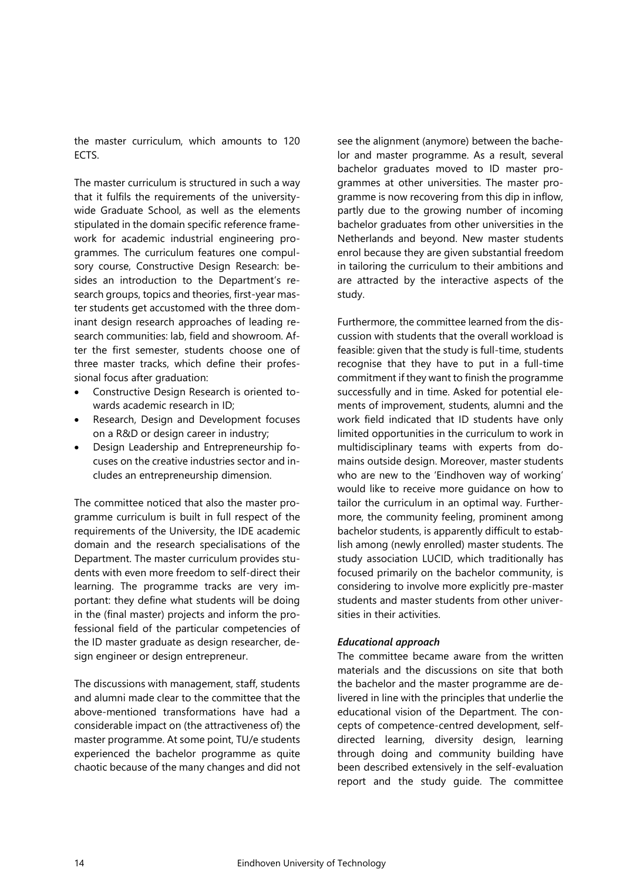the master curriculum, which amounts to 120 ECTS.

The master curriculum is structured in such a way that it fulfils the requirements of the university-wide Graduate School, as well as the elements stipulated in the domain specific reference framework for academic industrial engineering programmes. The curriculum features one compulsory course, Constructive Design Research: besides an introduction to the Department's research groups, topics and theories, first-year master students get accustomed with the three dominant design research approaches of leading research communities: lab, field and showroom. After the first semester, students choose one of three master tracks, which define their professional focus after graduation:

- Constructive Design Research is oriented towards academic research in ID;
- Research, Design and Development focuses on a R&D or design career in industry;
- Design Leadership and Entrepreneurship focuses on the creative industries sector and includes an entrepreneurship dimension.

The committee noticed that also the master programme curriculum is built in full respect of the requirements of the University, the IDE academic domain and the research specialisations of the Department. The master curriculum provides students with even more freedom to self-direct their learning. The programme tracks are very important: they define what students will be doing in the (final master) projects and inform the professional field of the particular competencies of the ID master graduate as design researcher, design engineer or design entrepreneur.

The discussions with management, staff, students and alumni made clear to the committee that the above-mentioned transformations have had a considerable impact on (the attractiveness of) the master programme. At some point, TU/e students experienced the bachelor programme as quite chaotic because of the many changes and did not see the alignment (anymore) between the bachelor and master programme. As a result, several bachelor graduates moved to ID master programmes at other universities. The master programme is now recovering from this dip in inflow, partly due to the growing number of incoming bachelor graduates from other universities in the Netherlands and beyond. New master students enrol because they are given substantial freedom in tailoring the curriculum to their ambitions and are attracted by the interactive aspects of the study.

Furthermore, the committee learned from the discussion with students that the overall workload is feasible: given that the study is full-time, students recognise that they have to put in a full-time commitment if they want to finish the programme successfully and in time. Asked for potential elements of improvement, students, alumni and the work field indicated that ID students have only limited opportunities in the curriculum to work in multidisciplinary teams with experts from domains outside design. Moreover, master students who are new to the 'Eindhoven way of working' would like to receive more guidance on how to tailor the curriculum in an optimal way. Furthermore, the community feeling, prominent among bachelor students, is apparently difficult to establish among (newly enrolled) master students. The study association LUCID, which traditionally has focused primarily on the bachelor community, is considering to involve more explicitly pre-master students and master students from other universities in their activities.

***Educational approach***

The committee became aware from the written materials and the discussions on site that both the bachelor and the master programme are delivered in line with the principles that underlie the educational vision of the Department. The concepts of competence-centred development, self-directed learning, diversity design, learning through doing and community building have been described extensively in the self-evaluation report and the study guide. The committee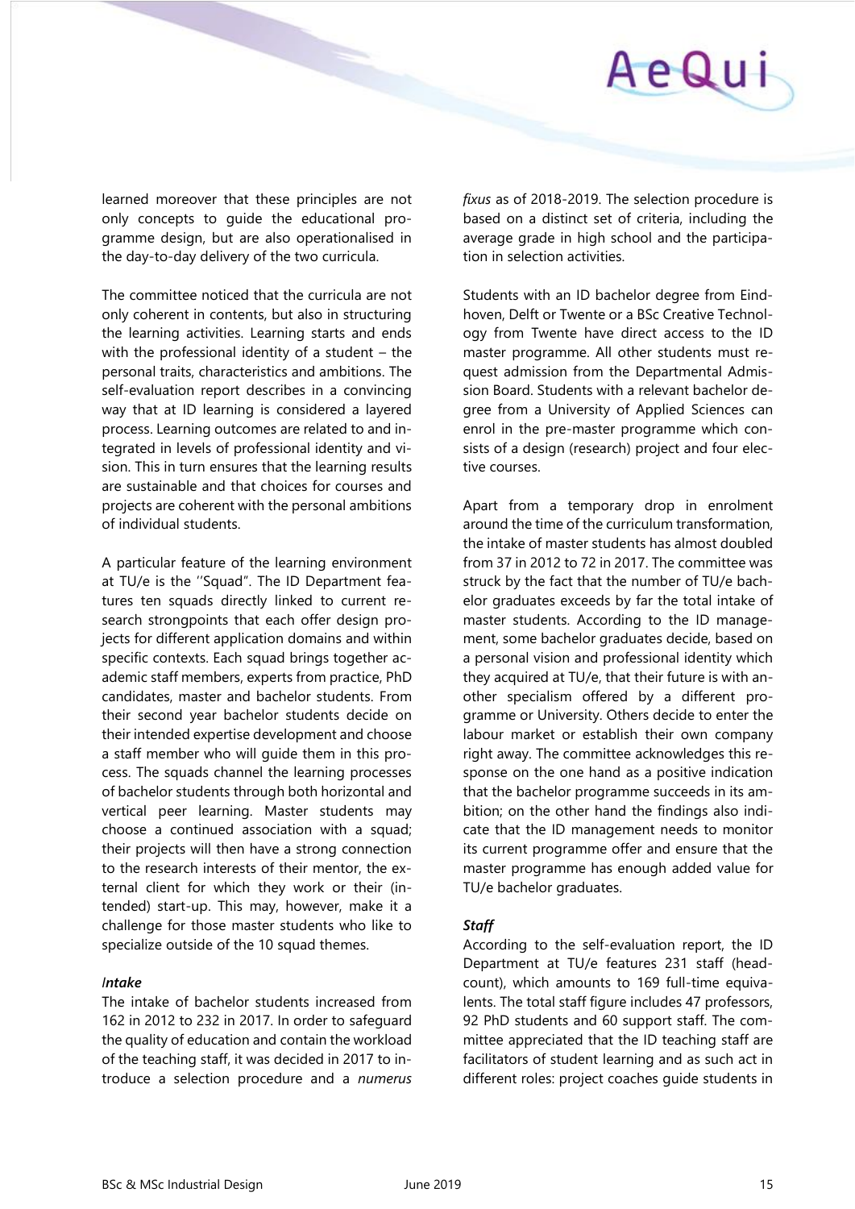learned moreover that these principles are not only concepts to guide the educational programme design, but are also operationalised in the day-to-day delivery of the two curricula.

The committee noticed that the curricula are not only coherent in contents, but also in structuring the learning activities. Learning starts and ends with the professional identity of a student – the personal traits, characteristics and ambitions. The self-evaluation report describes in a convincing way that at ID learning is considered a layered process. Learning outcomes are related to and integrated in levels of professional identity and vision. This in turn ensures that the learning results are sustainable and that choices for courses and projects are coherent with the personal ambitions of individual students.

A particular feature of the learning environment at TU/e is the ''Squad". The ID Department features ten squads directly linked to current research strongpoints that each offer design projects for different application domains and within specific contexts. Each squad brings together academic staff members, experts from practice, PhD candidates, master and bachelor students. From their second year bachelor students decide on their intended expertise development and choose a staff member who will guide them in this process. The squads channel the learning processes of bachelor students through both horizontal and vertical peer learning. Master students may choose a continued association with a squad; their projects will then have a strong connection to the research interests of their mentor, the external client for which they work or their (intended) start-up. This may, however, make it a challenge for those master students who like to specialize outside of the 10 squad themes.

***Intake***

The intake of bachelor students increased from 162 in 2012 to 232 in 2017. In order to safeguard the quality of education and contain the workload of the teaching staff, it was decided in 2017 to introduce a selection procedure and a *numerus fixus* as of 2018-2019. The selection procedure is based on a distinct set of criteria, including the average grade in high school and the participation in selection activities.

Students with an ID bachelor degree from Eindhoven, Delft or Twente or a BSc Creative Technology from Twente have direct access to the ID master programme. All other students must request admission from the Departmental Admission Board. Students with a relevant bachelor degree from a University of Applied Sciences can enrol in the pre-master programme which consists of a design (research) project and four elective courses.

Apart from a temporary drop in enrolment around the time of the curriculum transformation, the intake of master students has almost doubled from 37 in 2012 to 72 in 2017. The committee was struck by the fact that the number of TU/e bachelor graduates exceeds by far the total intake of master students. According to the ID management, some bachelor graduates decide, based on a personal vision and professional identity which they acquired at TU/e, that their future is with another specialism offered by a different programme or University. Others decide to enter the labour market or establish their own company right away. The committee acknowledges this response on the one hand as a positive indication that the bachelor programme succeeds in its ambition; on the other hand the findings also indicate that the ID management needs to monitor its current programme offer and ensure that the master programme has enough added value for TU/e bachelor graduates.

***Staff***

According to the self-evaluation report, the ID Department at TU/e features 231 staff (headcount), which amounts to 169 full-time equivalents. The total staff figure includes 47 professors, 92 PhD students and 60 support staff. The committee appreciated that the ID teaching staff are facilitators of student learning and as such act in different roles: project coaches guide students in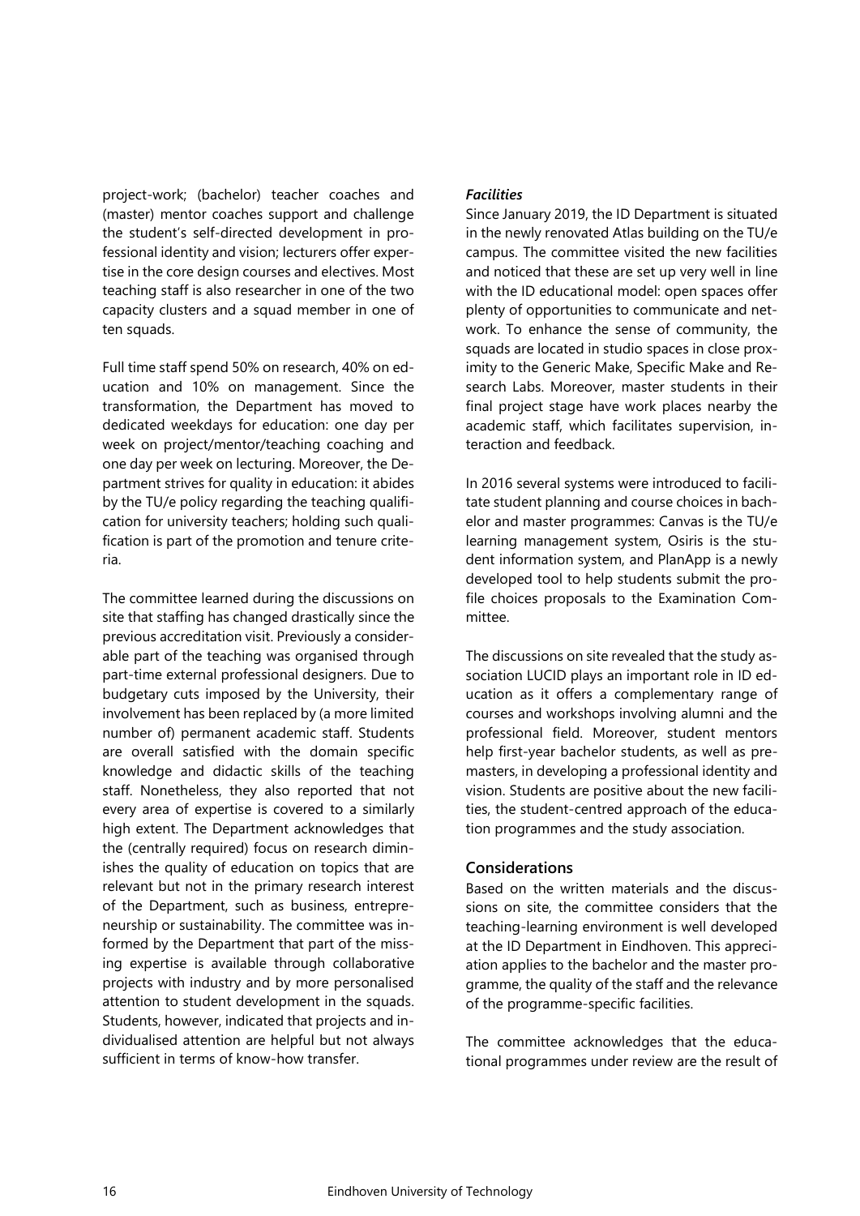project-work; (bachelor) teacher coaches and (master) mentor coaches support and challenge the student's self-directed development in professional identity and vision; lecturers offer expertise in the core design courses and electives. Most teaching staff is also researcher in one of the two capacity clusters and a squad member in one of ten squads.

Full time staff spend 50% on research, 40% on education and 10% on management. Since the transformation, the Department has moved to dedicated weekdays for education: one day per week on project/mentor/teaching coaching and one day per week on lecturing. Moreover, the Department strives for quality in education: it abides by the TU/e policy regarding the teaching qualification for university teachers; holding such qualification is part of the promotion and tenure criteria.

The committee learned during the discussions on site that staffing has changed drastically since the previous accreditation visit. Previously a considerable part of the teaching was organised through part-time external professional designers. Due to budgetary cuts imposed by the University, their involvement has been replaced by (a more limited number of) permanent academic staff. Students are overall satisfied with the domain specific knowledge and didactic skills of the teaching staff. Nonetheless, they also reported that not every area of expertise is covered to a similarly high extent. The Department acknowledges that the (centrally required) focus on research diminishes the quality of education on topics that are relevant but not in the primary research interest of the Department, such as business, entrepreneurship or sustainability. The committee was informed by the Department that part of the missing expertise is available through collaborative projects with industry and by more personalised attention to student development in the squads. Students, however, indicated that projects and individualised attention are helpful but not always sufficient in terms of know-how transfer.

***Facilities***

Since January 2019, the ID Department is situated in the newly renovated Atlas building on the TU/e campus. The committee visited the new facilities and noticed that these are set up very well in line with the ID educational model: open spaces offer plenty of opportunities to communicate and network. To enhance the sense of community, the squads are located in studio spaces in close proximity to the Generic Make, Specific Make and Research Labs. Moreover, master students in their final project stage have work places nearby the academic staff, which facilitates supervision, interaction and feedback.

In 2016 several systems were introduced to facilitate student planning and course choices in bachelor and master programmes: Canvas is the TU/e learning management system, Osiris is the student information system, and PlanApp is a newly developed tool to help students submit the profile choices proposals to the Examination Committee.

The discussions on site revealed that the study association LUCID plays an important role in ID education as it offers a complementary range of courses and workshops involving alumni and the professional field. Moreover, student mentors help first-year bachelor students, as well as premasters, in developing a professional identity and vision. Students are positive about the new facilities, the student-centred approach of the education programmes and the study association.

## Considerations

Based on the written materials and the discussions on site, the committee considers that the teaching-learning environment is well developed at the ID Department in Eindhoven. This appreciation applies to the bachelor and the master programme, the quality of the staff and the relevance of the programme-specific facilities.

The committee acknowledges that the educational programmes under review are the result of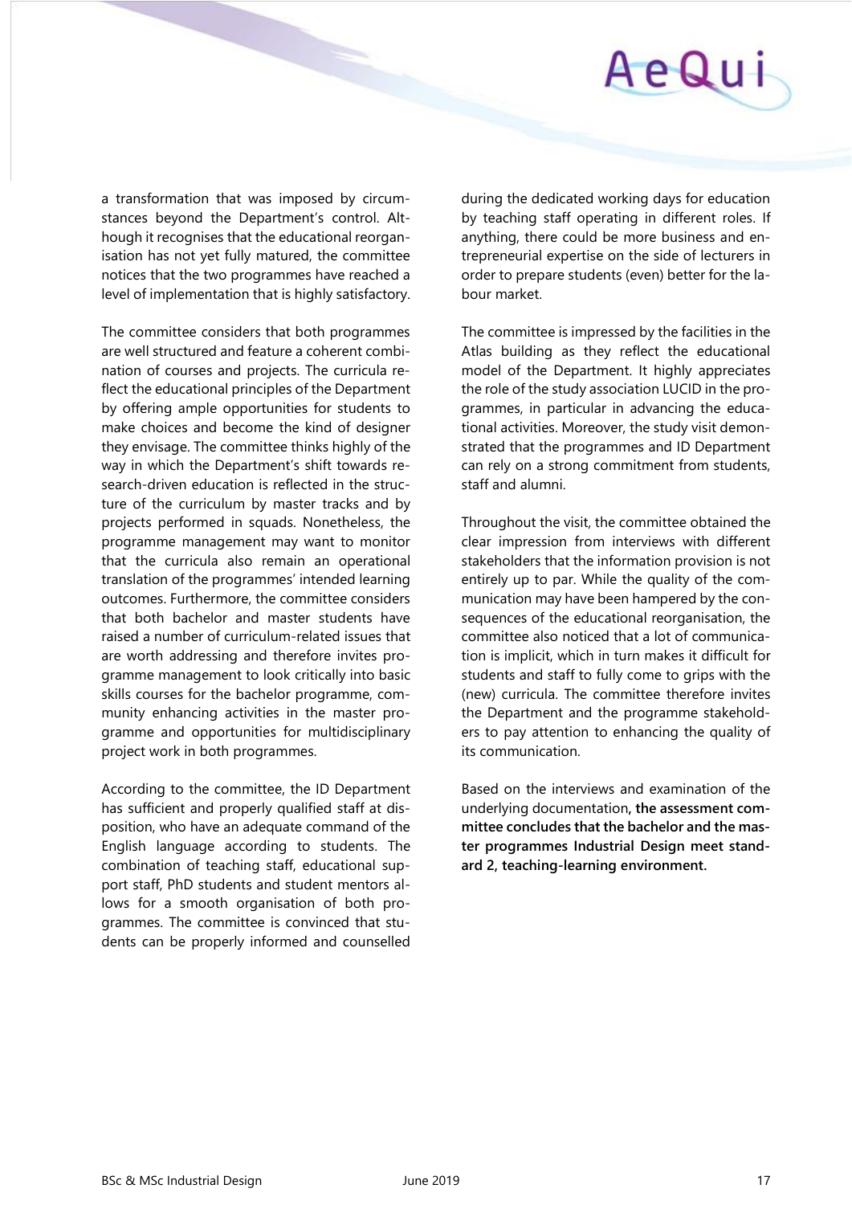a transformation that was imposed by circumstances beyond the Department's control. Although it recognises that the educational reorganisation has not yet fully matured, the committee notices that the two programmes have reached a level of implementation that is highly satisfactory.

The committee considers that both programmes are well structured and feature a coherent combination of courses and projects. The curricula reflect the educational principles of the Department by offering ample opportunities for students to make choices and become the kind of designer they envisage. The committee thinks highly of the way in which the Department's shift towards research-driven education is reflected in the structure of the curriculum by master tracks and by projects performed in squads. Nonetheless, the programme management may want to monitor that the curricula also remain an operational translation of the programmes' intended learning outcomes. Furthermore, the committee considers that both bachelor and master students have raised a number of curriculum-related issues that are worth addressing and therefore invites programme management to look critically into basic skills courses for the bachelor programme, community enhancing activities in the master programme and opportunities for multidisciplinary project work in both programmes.

According to the committee, the ID Department has sufficient and properly qualified staff at disposition, who have an adequate command of the English language according to students. The combination of teaching staff, educational support staff, PhD students and student mentors allows for a smooth organisation of both programmes. The committee is convinced that students can be properly informed and counselled during the dedicated working days for education by teaching staff operating in different roles. If anything, there could be more business and entrepreneurial expertise on the side of lecturers in order to prepare students (even) better for the labour market.

The committee is impressed by the facilities in the Atlas building as they reflect the educational model of the Department. It highly appreciates the role of the study association LUCID in the programmes, in particular in advancing the educational activities. Moreover, the study visit demonstrated that the programmes and ID Department can rely on a strong commitment from students, staff and alumni.

Throughout the visit, the committee obtained the clear impression from interviews with different stakeholders that the information provision is not entirely up to par. While the quality of the communication may have been hampered by the consequences of the educational reorganisation, the committee also noticed that a lot of communication is implicit, which in turn makes it difficult for students and staff to fully come to grips with the (new) curricula. The committee therefore invites the Department and the programme stakeholders to pay attention to enhancing the quality of its communication.

Based on the interviews and examination of the underlying documentation, **the assessment committee concludes that the bachelor and the master programmes Industrial Design meet standard 2, teaching-learning environment.**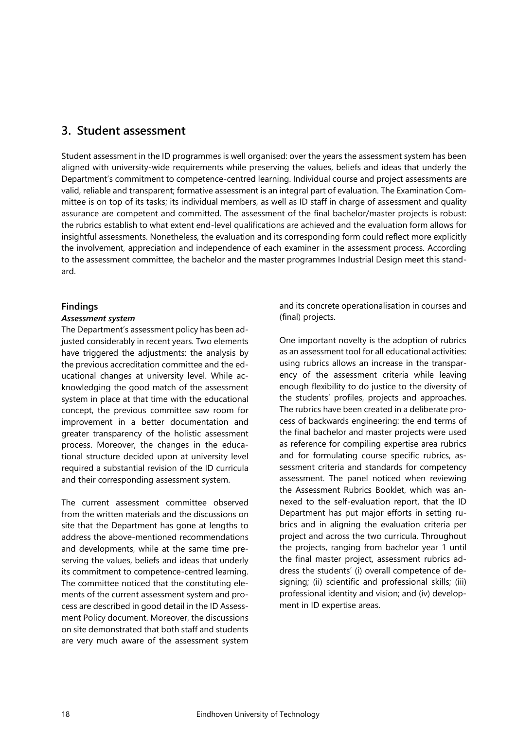## 3. Student assessment

Student assessment in the ID programmes is well organised: over the years the assessment system has been aligned with university-wide requirements while preserving the values, beliefs and ideas that underly the Department's commitment to competence-centred learning. Individual course and project assessments are valid, reliable and transparent; formative assessment is an integral part of evaluation. The Examination Committee is on top of its tasks; its individual members, as well as ID staff in charge of assessment and quality assurance are competent and committed. The assessment of the final bachelor/master projects is robust: the rubrics establish to what extent end-level qualifications are achieved and the evaluation form allows for insightful assessments. Nonetheless, the evaluation and its corresponding form could reflect more explicitly the involvement, appreciation and independence of each examiner in the assessment process. According to the assessment committee, the bachelor and the master programmes Industrial Design meet this standard.

### Findings

***Assessment system***

The Department's assessment policy has been adjusted considerably in recent years. Two elements have triggered the adjustments: the analysis by the previous accreditation committee and the educational changes at university level. While acknowledging the good match of the assessment system in place at that time with the educational concept, the previous committee saw room for improvement in a better documentation and greater transparency of the holistic assessment process. Moreover, the changes in the educational structure decided upon at university level required a substantial revision of the ID curricula and their corresponding assessment system.

The current assessment committee observed from the written materials and the discussions on site that the Department has gone at lengths to address the above-mentioned recommendations and developments, while at the same time preserving the values, beliefs and ideas that underly its commitment to competence-centred learning. The committee noticed that the constituting elements of the current assessment system and process are described in good detail in the ID Assessment Policy document. Moreover, the discussions on site demonstrated that both staff and students are very much aware of the assessment system and its concrete operationalisation in courses and (final) projects.

One important novelty is the adoption of rubrics as an assessment tool for all educational activities: using rubrics allows an increase in the transparency of the assessment criteria while leaving enough flexibility to do justice to the diversity of the students' profiles, projects and approaches. The rubrics have been created in a deliberate process of backwards engineering: the end terms of the final bachelor and master projects were used as reference for compiling expertise area rubrics and for formulating course specific rubrics, assessment criteria and standards for competency assessment. The panel noticed when reviewing the Assessment Rubrics Booklet, which was annexed to the self-evaluation report, that the ID Department has put major efforts in setting rubrics and in aligning the evaluation criteria per project and across the two curricula. Throughout the projects, ranging from bachelor year 1 until the final master project, assessment rubrics address the students' (i) overall competence of designing; (ii) scientific and professional skills; (iii) professional identity and vision; and (iv) development in ID expertise areas.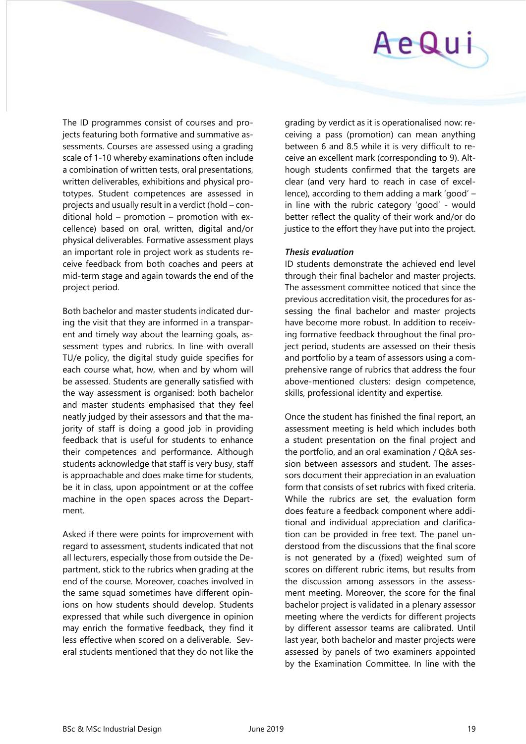The ID programmes consist of courses and projects featuring both formative and summative assessments. Courses are assessed using a grading scale of 1-10 whereby examinations often include a combination of written tests, oral presentations, written deliverables, exhibitions and physical prototypes. Student competences are assessed in projects and usually result in a verdict (hold – conditional hold – promotion – promotion with excellence) based on oral, written, digital and/or physical deliverables. Formative assessment plays an important role in project work as students receive feedback from both coaches and peers at mid-term stage and again towards the end of the project period.

Both bachelor and master students indicated during the visit that they are informed in a transparent and timely way about the learning goals, assessment types and rubrics. In line with overall TU/e policy, the digital study guide specifies for each course what, how, when and by whom will be assessed. Students are generally satisfied with the way assessment is organised: both bachelor and master students emphasised that they feel neatly judged by their assessors and that the majority of staff is doing a good job in providing feedback that is useful for students to enhance their competences and performance. Although students acknowledge that staff is very busy, staff is approachable and does make time for students, be it in class, upon appointment or at the coffee machine in the open spaces across the Department.

Asked if there were points for improvement with regard to assessment, students indicated that not all lecturers, especially those from outside the Department, stick to the rubrics when grading at the end of the course. Moreover, coaches involved in the same squad sometimes have different opinions on how students should develop. Students expressed that while such divergence in opinion may enrich the formative feedback, they find it less effective when scored on a deliverable. Several students mentioned that they do not like the grading by verdict as it is operationalised now: receiving a pass (promotion) can mean anything between 6 and 8.5 while it is very difficult to receive an excellent mark (corresponding to 9). Although students confirmed that the targets are clear (and very hard to reach in case of excellence), according to them adding a mark 'good' – in line with the rubric category 'good' - would better reflect the quality of their work and/or do justice to the effort they have put into the project.

***Thesis evaluation***

ID students demonstrate the achieved end level through their final bachelor and master projects. The assessment committee noticed that since the previous accreditation visit, the procedures for assessing the final bachelor and master projects have become more robust. In addition to receiving formative feedback throughout the final project period, students are assessed on their thesis and portfolio by a team of assessors using a comprehensive range of rubrics that address the four above-mentioned clusters: design competence, skills, professional identity and expertise.

Once the student has finished the final report, an assessment meeting is held which includes both a student presentation on the final project and the portfolio, and an oral examination / Q&A session between assessors and student. The assessors document their appreciation in an evaluation form that consists of set rubrics with fixed criteria. While the rubrics are set, the evaluation form does feature a feedback component where additional and individual appreciation and clarification can be provided in free text. The panel understood from the discussions that the final score is not generated by a (fixed) weighted sum of scores on different rubric items, but results from the discussion among assessors in the assessment meeting. Moreover, the score for the final bachelor project is validated in a plenary assessor meeting where the verdicts for different projects by different assessor teams are calibrated. Until last year, both bachelor and master projects were assessed by panels of two examiners appointed by the Examination Committee. In line with the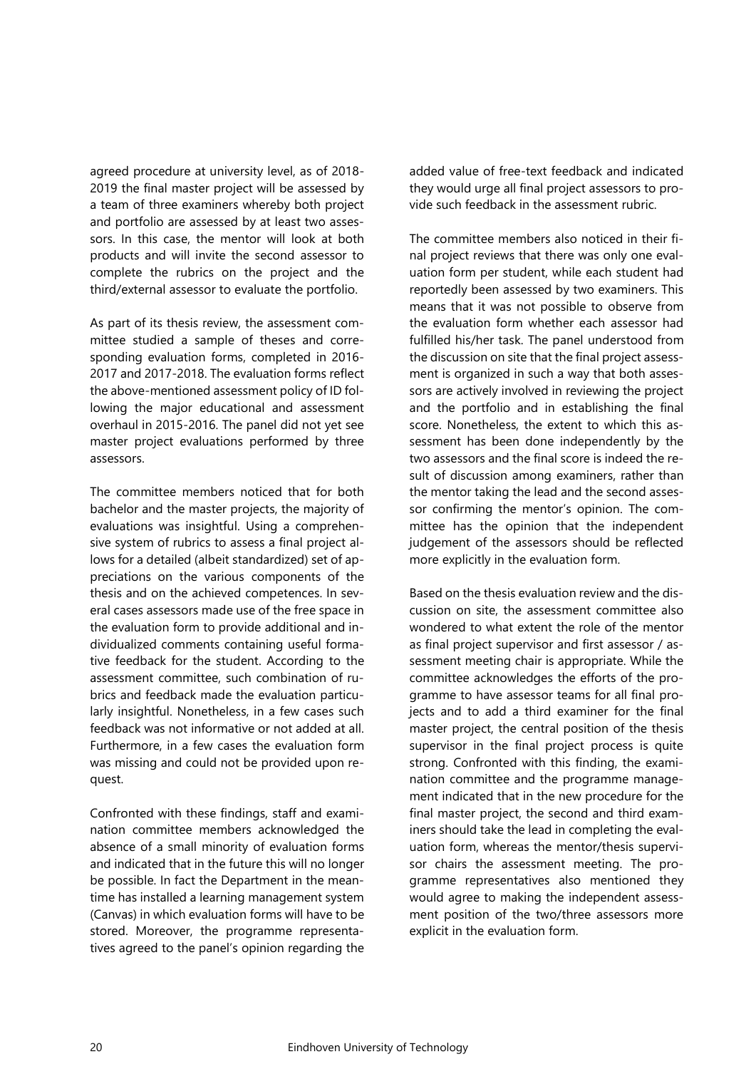agreed procedure at university level, as of 2018-2019 the final master project will be assessed by a team of three examiners whereby both project and portfolio are assessed by at least two assessors. In this case, the mentor will look at both products and will invite the second assessor to complete the rubrics on the project and the third/external assessor to evaluate the portfolio.

As part of its thesis review, the assessment committee studied a sample of theses and corresponding evaluation forms, completed in 2016-2017 and 2017-2018. The evaluation forms reflect the above-mentioned assessment policy of ID following the major educational and assessment overhaul in 2015-2016. The panel did not yet see master project evaluations performed by three assessors.

The committee members noticed that for both bachelor and the master projects, the majority of evaluations was insightful. Using a comprehensive system of rubrics to assess a final project allows for a detailed (albeit standardized) set of appreciations on the various components of the thesis and on the achieved competences. In several cases assessors made use of the free space in the evaluation form to provide additional and individualized comments containing useful formative feedback for the student. According to the assessment committee, such combination of rubrics and feedback made the evaluation particularly insightful. Nonetheless, in a few cases such feedback was not informative or not added at all. Furthermore, in a few cases the evaluation form was missing and could not be provided upon request.

Confronted with these findings, staff and examination committee members acknowledged the absence of a small minority of evaluation forms and indicated that in the future this will no longer be possible. In fact the Department in the meantime has installed a learning management system (Canvas) in which evaluation forms will have to be stored. Moreover, the programme representatives agreed to the panel's opinion regarding the added value of free-text feedback and indicated they would urge all final project assessors to provide such feedback in the assessment rubric.

The committee members also noticed in their final project reviews that there was only one evaluation form per student, while each student had reportedly been assessed by two examiners. This means that it was not possible to observe from the evaluation form whether each assessor had fulfilled his/her task. The panel understood from the discussion on site that the final project assessment is organized in such a way that both assessors are actively involved in reviewing the project and the portfolio and in establishing the final score. Nonetheless, the extent to which this assessment has been done independently by the two assessors and the final score is indeed the result of discussion among examiners, rather than the mentor taking the lead and the second assessor confirming the mentor's opinion. The committee has the opinion that the independent judgement of the assessors should be reflected more explicitly in the evaluation form.

Based on the thesis evaluation review and the discussion on site, the assessment committee also wondered to what extent the role of the mentor as final project supervisor and first assessor / assessment meeting chair is appropriate. While the committee acknowledges the efforts of the programme to have assessor teams for all final projects and to add a third examiner for the final master project, the central position of the thesis supervisor in the final project process is quite strong. Confronted with this finding, the examination committee and the programme management indicated that in the new procedure for the final master project, the second and third examiners should take the lead in completing the evaluation form, whereas the mentor/thesis supervisor chairs the assessment meeting. The programme representatives also mentioned they would agree to making the independent assessment position of the two/three assessors more explicit in the evaluation form.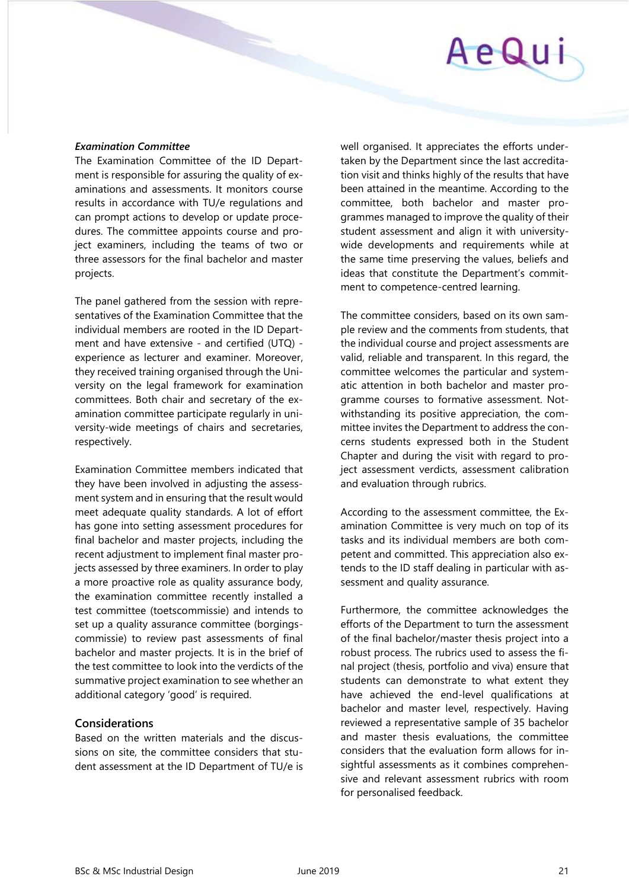*__Examination Committee__*

The Examination Committee of the ID Department is responsible for assuring the quality of examinations and assessments. It monitors course results in accordance with TU/e regulations and can prompt actions to develop or update procedures. The committee appoints course and project examiners, including the teams of two or three assessors for the final bachelor and master projects.

The panel gathered from the session with representatives of the Examination Committee that the individual members are rooted in the ID Department and have extensive - and certified (UTQ) - experience as lecturer and examiner. Moreover, they received training organised through the University on the legal framework for examination committees. Both chair and secretary of the examination committee participate regularly in university-wide meetings of chairs and secretaries, respectively.

Examination Committee members indicated that they have been involved in adjusting the assessment system and in ensuring that the result would meet adequate quality standards. A lot of effort has gone into setting assessment procedures for final bachelor and master projects, including the recent adjustment to implement final master projects assessed by three examiners. In order to play a more proactive role as quality assurance body, the examination committee recently installed a test committee (toetscommissie) and intends to set up a quality assurance committee (borgingscommissie) to review past assessments of final bachelor and master projects. It is in the brief of the test committee to look into the verdicts of the summative project examination to see whether an additional category 'good' is required.

## Considerations

Based on the written materials and the discussions on site, the committee considers that student assessment at the ID Department of TU/e is well organised. It appreciates the efforts undertaken by the Department since the last accreditation visit and thinks highly of the results that have been attained in the meantime. According to the committee, both bachelor and master programmes managed to improve the quality of their student assessment and align it with university-wide developments and requirements while at the same time preserving the values, beliefs and ideas that constitute the Department's commitment to competence-centred learning.

The committee considers, based on its own sample review and the comments from students, that the individual course and project assessments are valid, reliable and transparent. In this regard, the committee welcomes the particular and systematic attention in both bachelor and master programme courses to formative assessment. Notwithstanding its positive appreciation, the committee invites the Department to address the concerns students expressed both in the Student Chapter and during the visit with regard to project assessment verdicts, assessment calibration and evaluation through rubrics.

According to the assessment committee, the Examination Committee is very much on top of its tasks and its individual members are both competent and committed. This appreciation also extends to the ID staff dealing in particular with assessment and quality assurance.

Furthermore, the committee acknowledges the efforts of the Department to turn the assessment of the final bachelor/master thesis project into a robust process. The rubrics used to assess the final project (thesis, portfolio and viva) ensure that students can demonstrate to what extent they have achieved the end-level qualifications at bachelor and master level, respectively. Having reviewed a representative sample of 35 bachelor and master thesis evaluations, the committee considers that the evaluation form allows for insightful assessments as it combines comprehensive and relevant assessment rubrics with room for personalised feedback.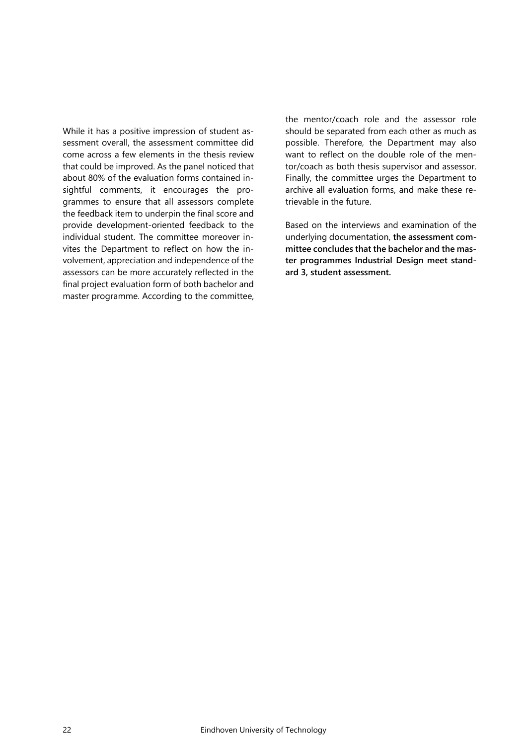While it has a positive impression of student assessment overall, the assessment committee did come across a few elements in the thesis review that could be improved. As the panel noticed that about 80% of the evaluation forms contained insightful comments, it encourages the programmes to ensure that all assessors complete the feedback item to underpin the final score and provide development-oriented feedback to the individual student. The committee moreover invites the Department to reflect on how the involvement, appreciation and independence of the assessors can be more accurately reflected in the final project evaluation form of both bachelor and master programme. According to the committee, the mentor/coach role and the assessor role should be separated from each other as much as possible. Therefore, the Department may also want to reflect on the double role of the mentor/coach as both thesis supervisor and assessor. Finally, the committee urges the Department to archive all evaluation forms, and make these retrievable in the future.

Based on the interviews and examination of the underlying documentation, **the assessment committee concludes that the bachelor and the master programmes Industrial Design meet standard 3, student assessment.**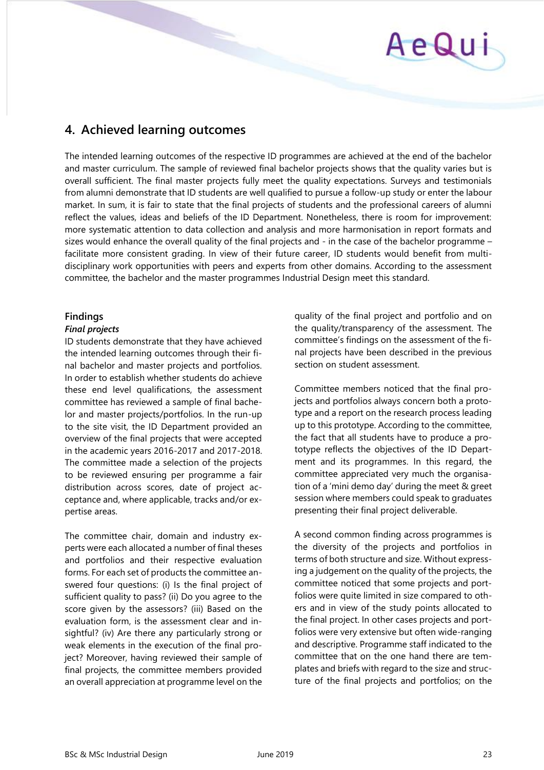## 4. Achieved learning outcomes

The intended learning outcomes of the respective ID programmes are achieved at the end of the bachelor and master curriculum. The sample of reviewed final bachelor projects shows that the quality varies but is overall sufficient. The final master projects fully meet the quality expectations. Surveys and testimonials from alumni demonstrate that ID students are well qualified to pursue a follow-up study or enter the labour market. In sum, it is fair to state that the final projects of students and the professional careers of alumni reflect the values, ideas and beliefs of the ID Department. Nonetheless, there is room for improvement: more systematic attention to data collection and analysis and more harmonisation in report formats and sizes would enhance the overall quality of the final projects and - in the case of the bachelor programme – facilitate more consistent grading. In view of their future career, ID students would benefit from multi-disciplinary work opportunities with peers and experts from other domains. According to the assessment committee, the bachelor and the master programmes Industrial Design meet this standard.

### Findings

***Final projects***

ID students demonstrate that they have achieved the intended learning outcomes through their final bachelor and master projects and portfolios. In order to establish whether students do achieve these end level qualifications, the assessment committee has reviewed a sample of final bachelor and master projects/portfolios. In the run-up to the site visit, the ID Department provided an overview of the final projects that were accepted in the academic years 2016-2017 and 2017-2018. The committee made a selection of the projects to be reviewed ensuring per programme a fair distribution across scores, date of project acceptance and, where applicable, tracks and/or expertise areas.

The committee chair, domain and industry experts were each allocated a number of final theses and portfolios and their respective evaluation forms. For each set of products the committee answered four questions: (i) Is the final project of sufficient quality to pass? (ii) Do you agree to the score given by the assessors? (iii) Based on the evaluation form, is the assessment clear and insightful? (iv) Are there any particularly strong or weak elements in the execution of the final project? Moreover, having reviewed their sample of final projects, the committee members provided an overall appreciation at programme level on the quality of the final project and portfolio and on the quality/transparency of the assessment. The committee's findings on the assessment of the final projects have been described in the previous section on student assessment.

Committee members noticed that the final projects and portfolios always concern both a prototype and a report on the research process leading up to this prototype. According to the committee, the fact that all students have to produce a prototype reflects the objectives of the ID Department and its programmes. In this regard, the committee appreciated very much the organisation of a 'mini demo day' during the meet & greet session where members could speak to graduates presenting their final project deliverable.

A second common finding across programmes is the diversity of the projects and portfolios in terms of both structure and size. Without expressing a judgement on the quality of the projects, the committee noticed that some projects and portfolios were quite limited in size compared to others and in view of the study points allocated to the final project. In other cases projects and portfolios were very extensive but often wide-ranging and descriptive. Programme staff indicated to the committee that on the one hand there are templates and briefs with regard to the size and structure of the final projects and portfolios; on the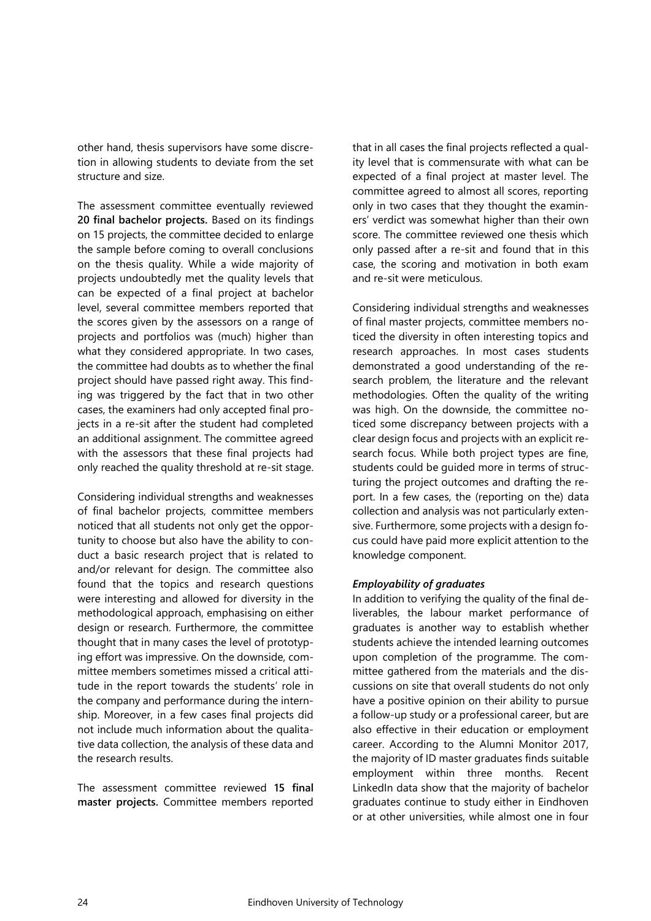other hand, thesis supervisors have some discretion in allowing students to deviate from the set structure and size.

The assessment committee eventually reviewed **20 final bachelor projects.** Based on its findings on 15 projects, the committee decided to enlarge the sample before coming to overall conclusions on the thesis quality. While a wide majority of projects undoubtedly met the quality levels that can be expected of a final project at bachelor level, several committee members reported that the scores given by the assessors on a range of projects and portfolios was (much) higher than what they considered appropriate. In two cases, the committee had doubts as to whether the final project should have passed right away. This finding was triggered by the fact that in two other cases, the examiners had only accepted final projects in a re-sit after the student had completed an additional assignment. The committee agreed with the assessors that these final projects had only reached the quality threshold at re-sit stage.

Considering individual strengths and weaknesses of final bachelor projects, committee members noticed that all students not only get the opportunity to choose but also have the ability to conduct a basic research project that is related to and/or relevant for design. The committee also found that the topics and research questions were interesting and allowed for diversity in the methodological approach, emphasising on either design or research. Furthermore, the committee thought that in many cases the level of prototyping effort was impressive. On the downside, committee members sometimes missed a critical attitude in the report towards the students' role in the company and performance during the internship. Moreover, in a few cases final projects did not include much information about the qualitative data collection, the analysis of these data and the research results.

The assessment committee reviewed **15 final master projects.** Committee members reported that in all cases the final projects reflected a quality level that is commensurate with what can be expected of a final project at master level. The committee agreed to almost all scores, reporting only in two cases that they thought the examiners' verdict was somewhat higher than their own score. The committee reviewed one thesis which only passed after a re-sit and found that in this case, the scoring and motivation in both exam and re-sit were meticulous.

Considering individual strengths and weaknesses of final master projects, committee members noticed the diversity in often interesting topics and research approaches. In most cases students demonstrated a good understanding of the research problem, the literature and the relevant methodologies. Often the quality of the writing was high. On the downside, the committee noticed some discrepancy between projects with a clear design focus and projects with an explicit research focus. While both project types are fine, students could be guided more in terms of structuring the project outcomes and drafting the report. In a few cases, the (reporting on the) data collection and analysis was not particularly extensive. Furthermore, some projects with a design focus could have paid more explicit attention to the knowledge component.

***Employability of graduates***

In addition to verifying the quality of the final deliverables, the labour market performance of graduates is another way to establish whether students achieve the intended learning outcomes upon completion of the programme. The committee gathered from the materials and the discussions on site that overall students do not only have a positive opinion on their ability to pursue a follow-up study or a professional career, but are also effective in their education or employment career. According to the Alumni Monitor 2017, the majority of ID master graduates finds suitable employment within three months. Recent LinkedIn data show that the majority of bachelor graduates continue to study either in Eindhoven or at other universities, while almost one in four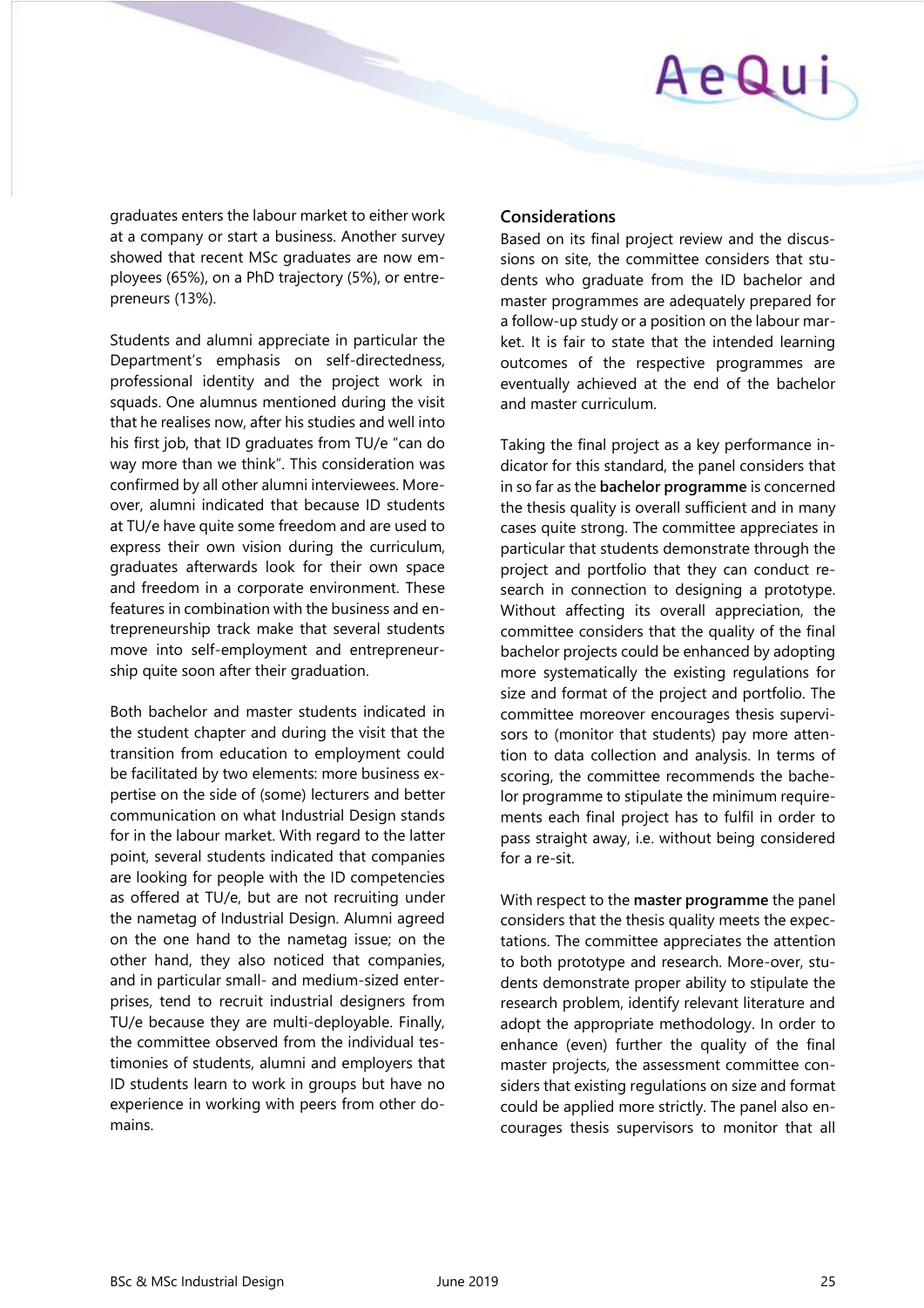graduates enters the labour market to either work at a company or start a business. Another survey showed that recent MSc graduates are now employees (65%), on a PhD trajectory (5%), or entrepreneurs (13%).

Students and alumni appreciate in particular the Department's emphasis on self-directedness, professional identity and the project work in squads. One alumnus mentioned during the visit that he realises now, after his studies and well into his first job, that ID graduates from TU/e "can do way more than we think". This consideration was confirmed by all other alumni interviewees. Moreover, alumni indicated that because ID students at TU/e have quite some freedom and are used to express their own vision during the curriculum, graduates afterwards look for their own space and freedom in a corporate environment. These features in combination with the business and entrepreneurship track make that several students move into self-employment and entrepreneurship quite soon after their graduation.

Both bachelor and master students indicated in the student chapter and during the visit that the transition from education to employment could be facilitated by two elements: more business expertise on the side of (some) lecturers and better communication on what Industrial Design stands for in the labour market. With regard to the latter point, several students indicated that companies are looking for people with the ID competencies as offered at TU/e, but are not recruiting under the nametag of Industrial Design. Alumni agreed on the one hand to the nametag issue; on the other hand, they also noticed that companies, and in particular small- and medium-sized enterprises, tend to recruit industrial designers from TU/e because they are multi-deployable. Finally, the committee observed from the individual testimonies of students, alumni and employers that ID students learn to work in groups but have no experience in working with peers from other domains.

### Considerations

Based on its final project review and the discussions on site, the committee considers that students who graduate from the ID bachelor and master programmes are adequately prepared for a follow-up study or a position on the labour market. It is fair to state that the intended learning outcomes of the respective programmes are eventually achieved at the end of the bachelor and master curriculum.

Taking the final project as a key performance indicator for this standard, the panel considers that in so far as the **bachelor programme** is concerned the thesis quality is overall sufficient and in many cases quite strong. The committee appreciates in particular that students demonstrate through the project and portfolio that they can conduct research in connection to designing a prototype. Without affecting its overall appreciation, the committee considers that the quality of the final bachelor projects could be enhanced by adopting more systematically the existing regulations for size and format of the project and portfolio. The committee moreover encourages thesis supervisors to (monitor that students) pay more attention to data collection and analysis. In terms of scoring, the committee recommends the bachelor programme to stipulate the minimum requirements each final project has to fulfil in order to pass straight away, i.e. without being considered for a re-sit.

With respect to the **master programme** the panel considers that the thesis quality meets the expectations. The committee appreciates the attention to both prototype and research. More-over, students demonstrate proper ability to stipulate the research problem, identify relevant literature and adopt the appropriate methodology. In order to enhance (even) further the quality of the final master projects, the assessment committee considers that existing regulations on size and format could be applied more strictly. The panel also encourages thesis supervisors to monitor that all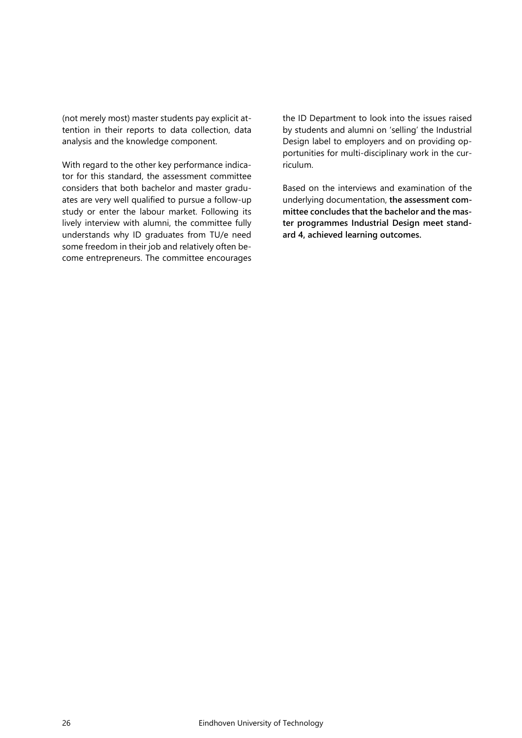(not merely most) master students pay explicit attention in their reports to data collection, data analysis and the knowledge component.

With regard to the other key performance indicator for this standard, the assessment committee considers that both bachelor and master graduates are very well qualified to pursue a follow-up study or enter the labour market. Following its lively interview with alumni, the committee fully understands why ID graduates from TU/e need some freedom in their job and relatively often become entrepreneurs. The committee encourages the ID Department to look into the issues raised by students and alumni on 'selling' the Industrial Design label to employers and on providing opportunities for multi-disciplinary work in the curriculum.

Based on the interviews and examination of the underlying documentation, **the assessment committee concludes that the bachelor and the master programmes Industrial Design meet standard 4, achieved learning outcomes.**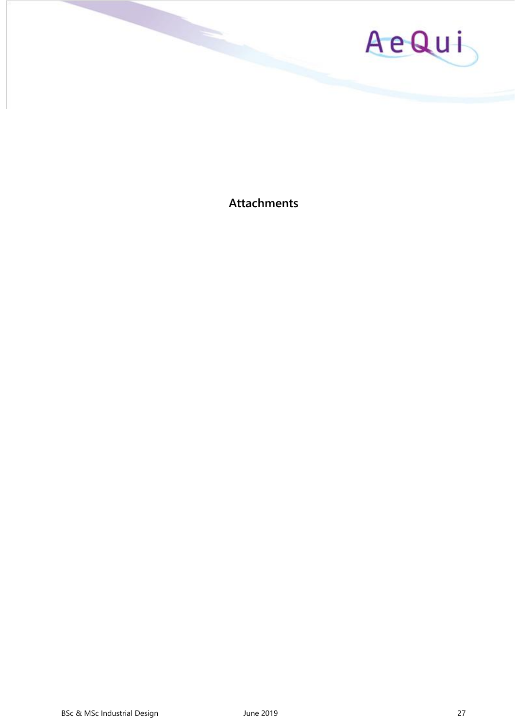# Attachments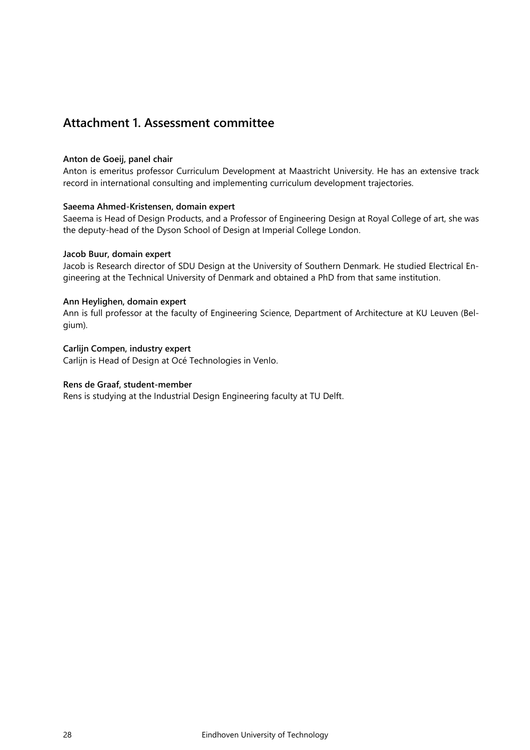## Attachment 1. Assessment committee

**Anton de Goeij, panel chair**
Anton is emeritus professor Curriculum Development at Maastricht University. He has an extensive track record in international consulting and implementing curriculum development trajectories.

**Saeema Ahmed-Kristensen, domain expert**
Saeema is Head of Design Products, and a Professor of Engineering Design at Royal College of art, she was the deputy-head of the Dyson School of Design at Imperial College London.

**Jacob Buur, domain expert**
Jacob is Research director of SDU Design at the University of Southern Denmark. He studied Electrical Engineering at the Technical University of Denmark and obtained a PhD from that same institution.

**Ann Heylighen, domain expert**
Ann is full professor at the faculty of Engineering Science, Department of Architecture at KU Leuven (Belgium).

**Carlijn Compen, industry expert**
Carlijn is Head of Design at Océ Technologies in Venlo.

**Rens de Graaf, student-member**
Rens is studying at the Industrial Design Engineering faculty at TU Delft.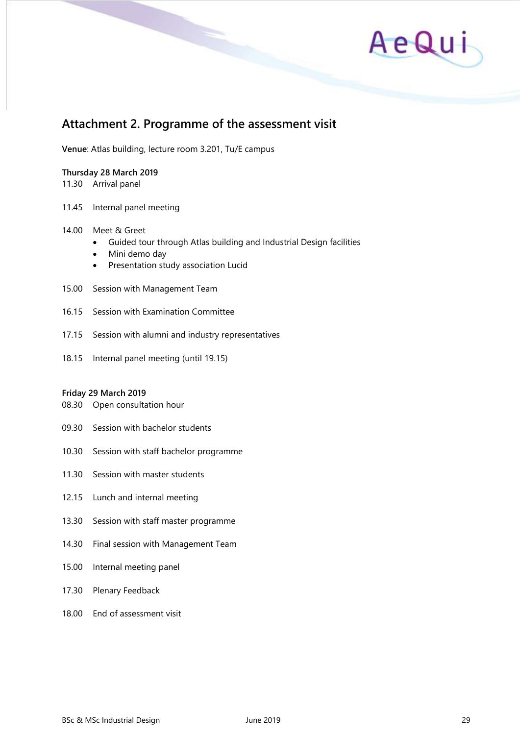## Attachment 2. Programme of the assessment visit

**Venue**: Atlas building, lecture room 3.201, Tu/E campus

**Thursday 28 March 2019**

11.30 Arrival panel

11.45 Internal panel meeting

14.00 Meet & Greet

- Guided tour through Atlas building and Industrial Design facilities
- Mini demo day
- Presentation study association Lucid

15.00 Session with Management Team

16.15 Session with Examination Committee

17.15 Session with alumni and industry representatives

18.15 Internal panel meeting (until 19.15)

**Friday 29 March 2019**

08.30 Open consultation hour

09.30 Session with bachelor students

10.30 Session with staff bachelor programme

11.30 Session with master students

12.15 Lunch and internal meeting

13.30 Session with staff master programme

14.30 Final session with Management Team

15.00 Internal meeting panel

17.30 Plenary Feedback

18.00 End of assessment visit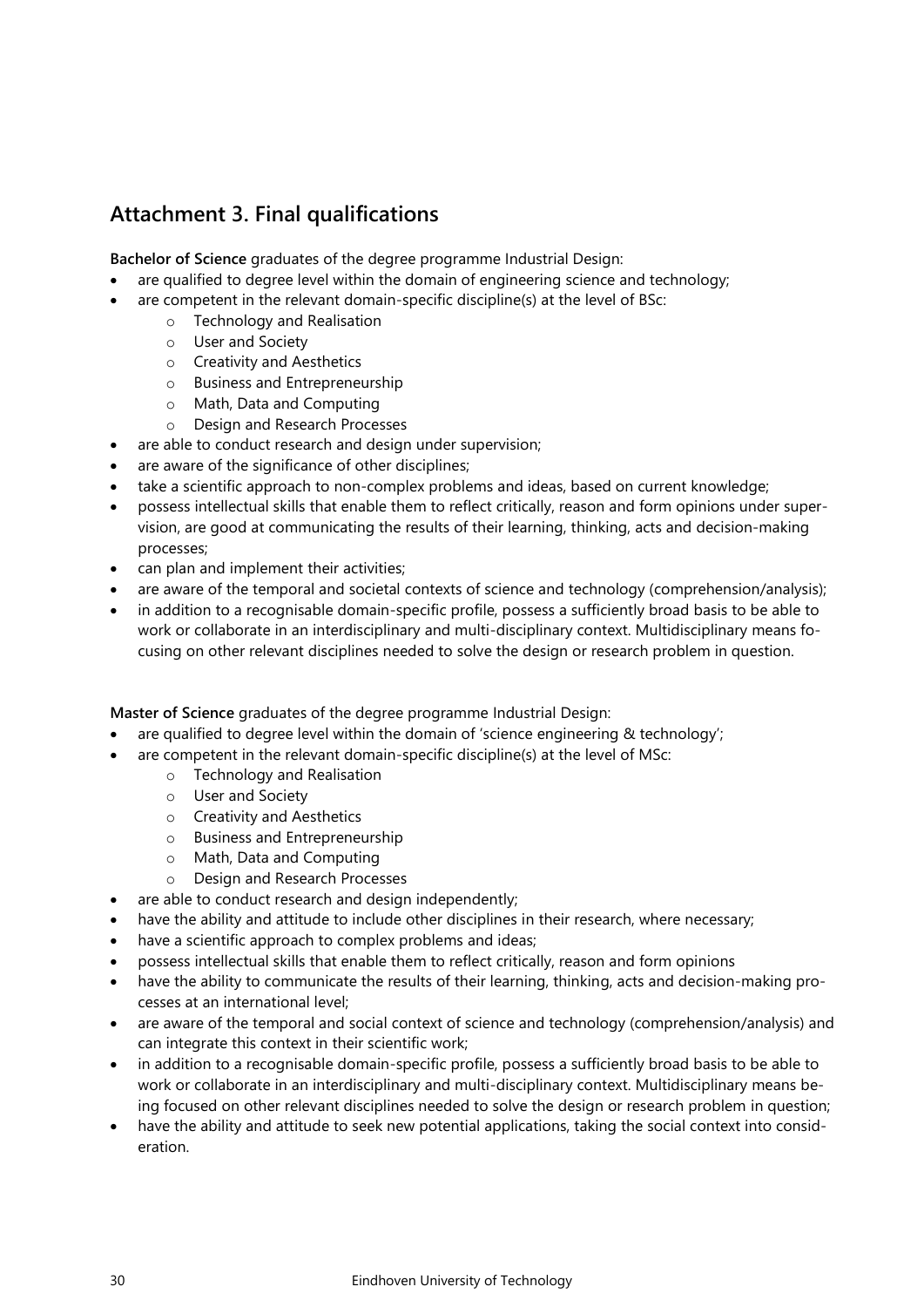## Attachment 3. Final qualifications

**Bachelor of Science** graduates of the degree programme Industrial Design:

- are qualified to degree level within the domain of engineering science and technology;
- are competent in the relevant domain-specific discipline(s) at the level of BSc:
  - Technology and Realisation
  - User and Society
  - Creativity and Aesthetics
  - Business and Entrepreneurship
  - Math, Data and Computing
  - Design and Research Processes
- are able to conduct research and design under supervision;
- are aware of the significance of other disciplines;
- take a scientific approach to non-complex problems and ideas, based on current knowledge;
- possess intellectual skills that enable them to reflect critically, reason and form opinions under supervision, are good at communicating the results of their learning, thinking, acts and decision-making processes;
- can plan and implement their activities;
- are aware of the temporal and societal contexts of science and technology (comprehension/analysis);
- in addition to a recognisable domain-specific profile, possess a sufficiently broad basis to be able to work or collaborate in an interdisciplinary and multi-disciplinary context. Multidisciplinary means focusing on other relevant disciplines needed to solve the design or research problem in question.

**Master of Science** graduates of the degree programme Industrial Design:

- are qualified to degree level within the domain of 'science engineering & technology';
- are competent in the relevant domain-specific discipline(s) at the level of MSc:
  - Technology and Realisation
  - User and Society
  - Creativity and Aesthetics
  - Business and Entrepreneurship
  - Math, Data and Computing
  - Design and Research Processes
- are able to conduct research and design independently;
- have the ability and attitude to include other disciplines in their research, where necessary;
- have a scientific approach to complex problems and ideas;
- possess intellectual skills that enable them to reflect critically, reason and form opinions
- have the ability to communicate the results of their learning, thinking, acts and decision-making processes at an international level;
- are aware of the temporal and social context of science and technology (comprehension/analysis) and can integrate this context in their scientific work;
- in addition to a recognisable domain-specific profile, possess a sufficiently broad basis to be able to work or collaborate in an interdisciplinary and multi-disciplinary context. Multidisciplinary means being focused on other relevant disciplines needed to solve the design or research problem in question;
- have the ability and attitude to seek new potential applications, taking the social context into consideration.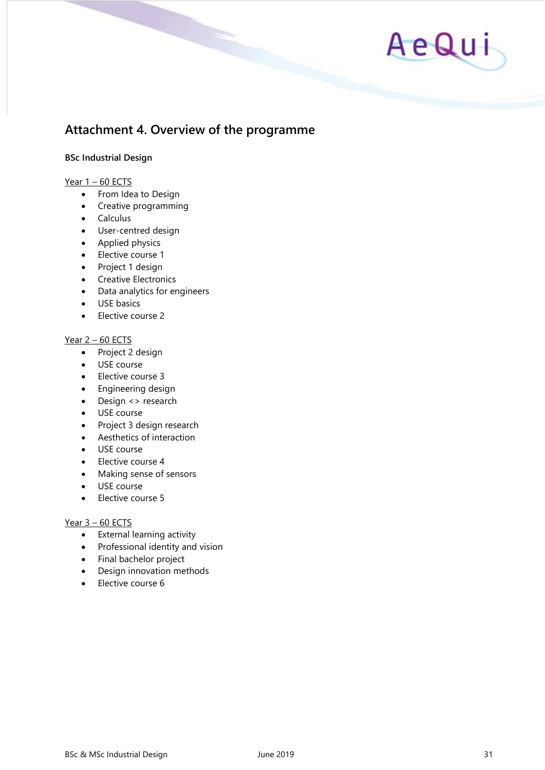## Attachment 4. Overview of the programme

**BSc Industrial Design**

Year 1 – 60 ECTS

- From Idea to Design
- Creative programming
- Calculus
- User-centred design
- Applied physics
- Elective course 1
- Project 1 design
- Creative Electronics
- Data analytics for engineers
- USE basics
- Elective course 2

Year 2 – 60 ECTS

- Project 2 design
- USE course
- Elective course 3
- Engineering design
- Design <> research
- USE course
- Project 3 design research
- Aesthetics of interaction
- USE course
- Elective course 4
- Making sense of sensors
- USE course
- Elective course 5

Year 3 – 60 ECTS

- External learning activity
- Professional identity and vision
- Final bachelor project
- Design innovation methods
- Elective course 6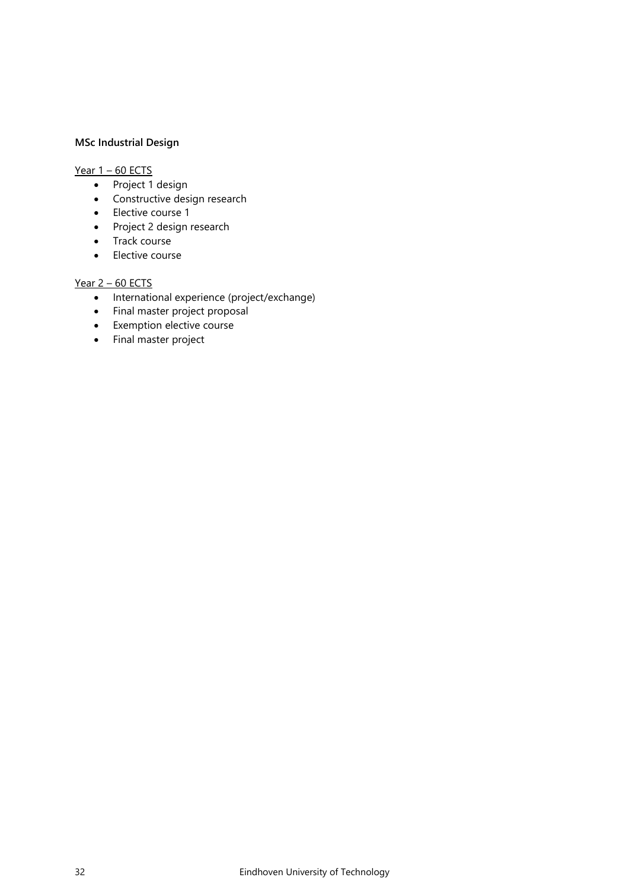**MSc Industrial Design**

<u>Year 1 – 60 ECTS</u>

- Project 1 design
- Constructive design research
- Elective course 1
- Project 2 design research
- Track course
- Elective course

<u>Year 2 – 60 ECTS</u>

- International experience (project/exchange)
- Final master project proposal
- Exemption elective course
- Final master project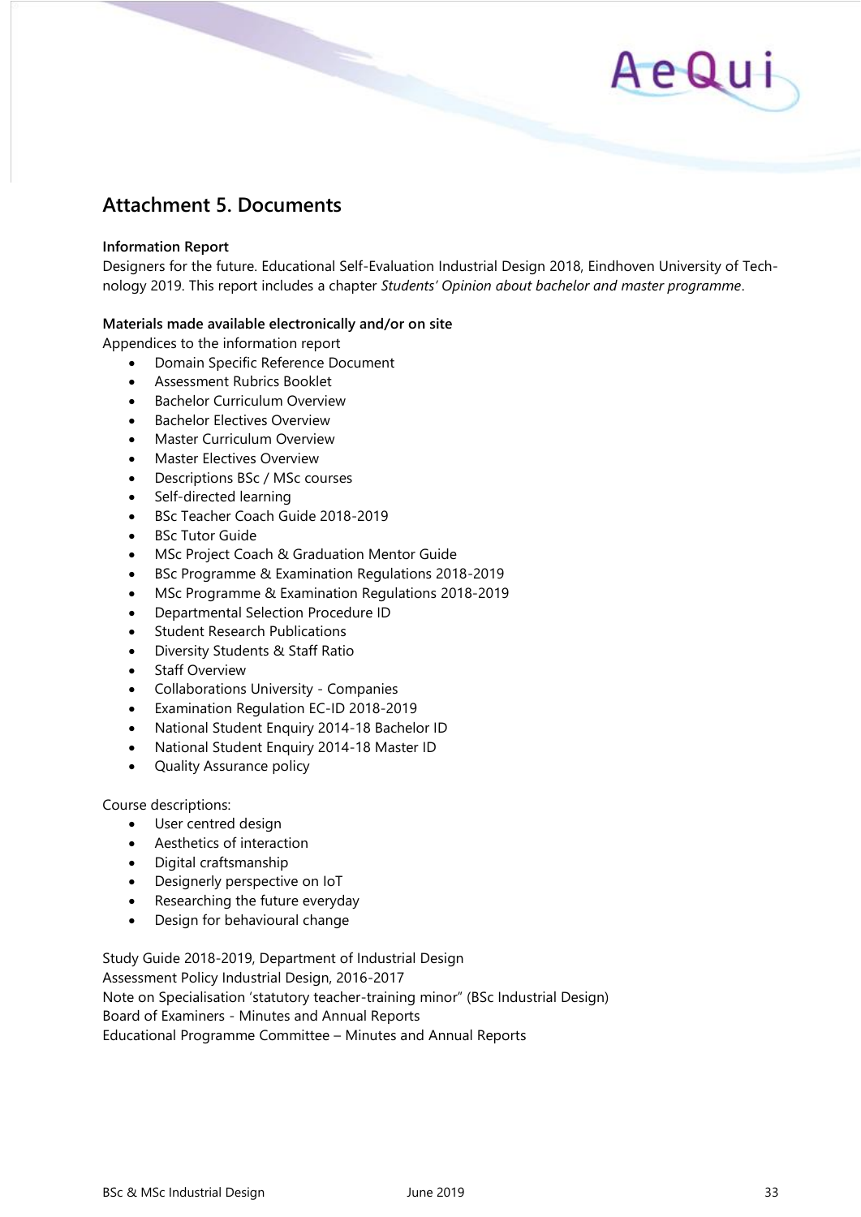## Attachment 5. Documents

**Information Report**
Designers for the future. Educational Self-Evaluation Industrial Design 2018, Eindhoven University of Technology 2019. This report includes a chapter *Students' Opinion about bachelor and master programme*.

**Materials made available electronically and/or on site**
Appendices to the information report

- Domain Specific Reference Document
- Assessment Rubrics Booklet
- Bachelor Curriculum Overview
- Bachelor Electives Overview
- Master Curriculum Overview
- Master Electives Overview
- Descriptions BSc / MSc courses
- Self-directed learning
- BSc Teacher Coach Guide 2018-2019
- BSc Tutor Guide
- MSc Project Coach & Graduation Mentor Guide
- BSc Programme & Examination Regulations 2018-2019
- MSc Programme & Examination Regulations 2018-2019
- Departmental Selection Procedure ID
- Student Research Publications
- Diversity Students & Staff Ratio
- Staff Overview
- Collaborations University - Companies
- Examination Regulation EC-ID 2018-2019
- National Student Enquiry 2014-18 Bachelor ID
- National Student Enquiry 2014-18 Master ID
- Quality Assurance policy

Course descriptions:

- User centred design
- Aesthetics of interaction
- Digital craftsmanship
- Designerly perspective on IoT
- Researching the future everyday
- Design for behavioural change

Study Guide 2018-2019, Department of Industrial Design
Assessment Policy Industrial Design, 2016-2017
Note on Specialisation 'statutory teacher-training minor" (BSc Industrial Design)
Board of Examiners - Minutes and Annual Reports
Educational Programme Committee – Minutes and Annual Reports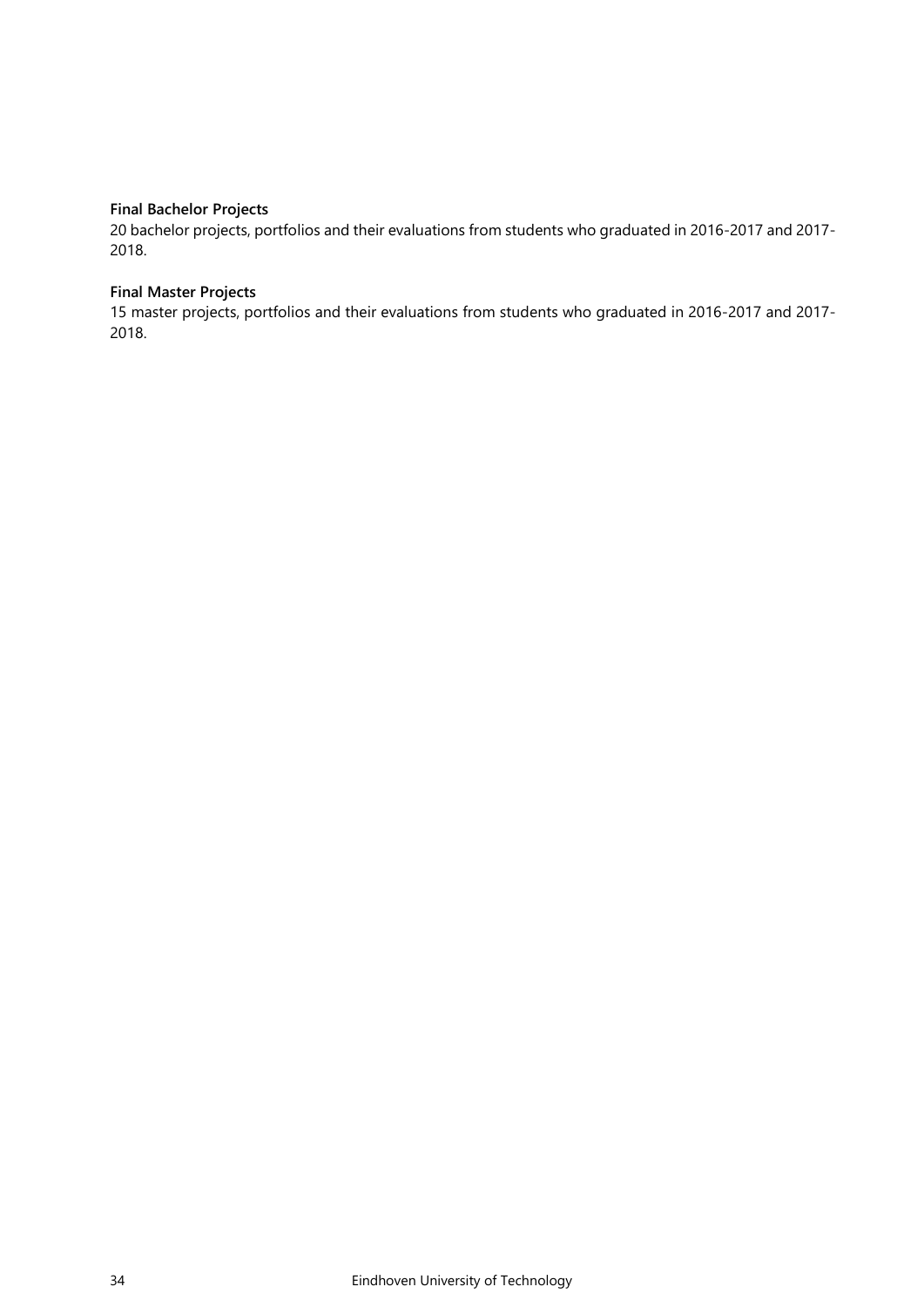**Final Bachelor Projects**

20 bachelor projects, portfolios and their evaluations from students who graduated in 2016-2017 and 2017-2018.

**Final Master Projects**

15 master projects, portfolios and their evaluations from students who graduated in 2016-2017 and 2017-2018.